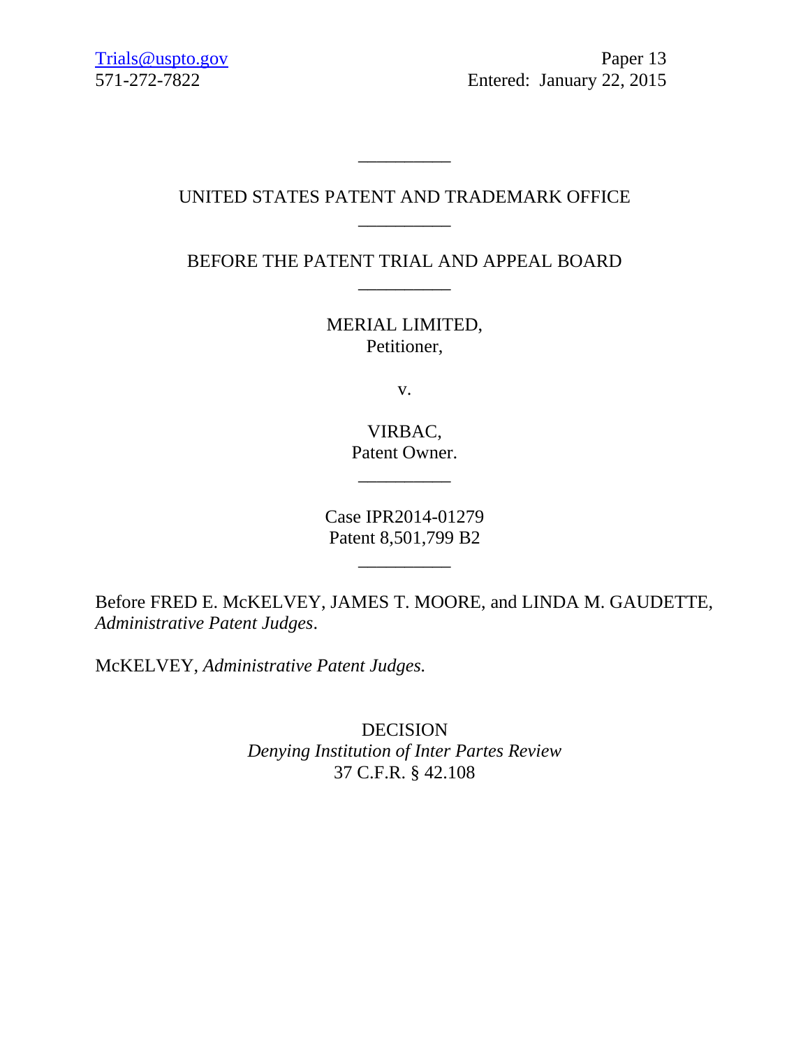Trials@uspto.gov  
571-272-7822

Paper 13  
Entered: January 22, 2015

---

UNITED STATES PATENT AND TRADEMARK OFFICE

---

BEFORE THE PATENT TRIAL AND APPEAL BOARD

---

MERIAL LIMITED,  
Petitioner,

v.

VIRBAC,  
Patent Owner.

---

Case IPR2014-01279  
Patent 8,501,799 B2

---

Before FRED E. McKELVEY, JAMES T. MOORE, and LINDA M. GAUDETTE, *Administrative Patent Judges*.

McKELVEY, *Administrative Patent Judges.*

DECISION  
*Denying Institution of Inter Partes Review*  
37 C.F.R. § 42.108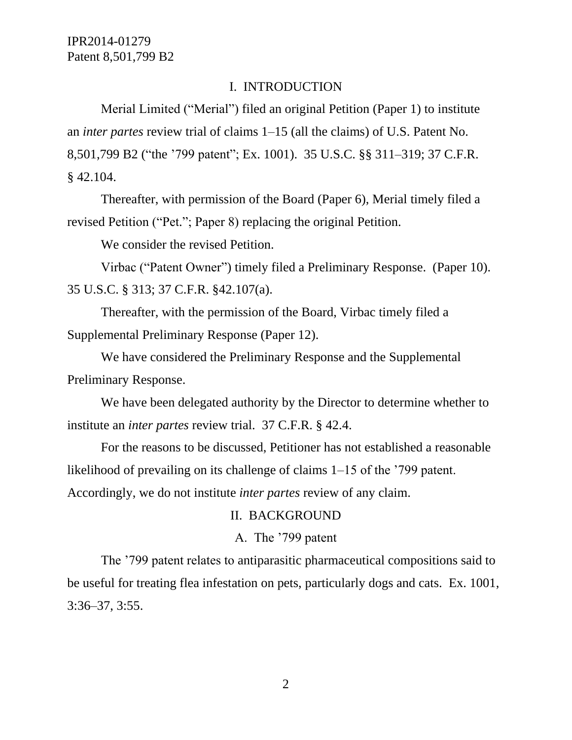## I. INTRODUCTION

Merial Limited ("Merial") filed an original Petition (Paper 1) to institute an *inter partes* review trial of claims 1–15 (all the claims) of U.S. Patent No. 8,501,799 B2 ("the '799 patent"; Ex. 1001). 35 U.S.C. §§ 311–319; 37 C.F.R. § 42.104.

Thereafter, with permission of the Board (Paper 6), Merial timely filed a revised Petition ("Pet."; Paper 8) replacing the original Petition.

We consider the revised Petition.

Virbac ("Patent Owner") timely filed a Preliminary Response. (Paper 10). 35 U.S.C. § 313; 37 C.F.R. §42.107(a).

Thereafter, with the permission of the Board, Virbac timely filed a Supplemental Preliminary Response (Paper 12).

We have considered the Preliminary Response and the Supplemental Preliminary Response.

We have been delegated authority by the Director to determine whether to institute an *inter partes* review trial. 37 C.F.R. § 42.4.

For the reasons to be discussed, Petitioner has not established a reasonable likelihood of prevailing on its challenge of claims 1–15 of the '799 patent. Accordingly, we do not institute *inter partes* review of any claim.

## II. BACKGROUND

### A. The '799 patent

The '799 patent relates to antiparasitic pharmaceutical compositions said to be useful for treating flea infestation on pets, particularly dogs and cats. Ex. 1001, 3:36–37, 3:55.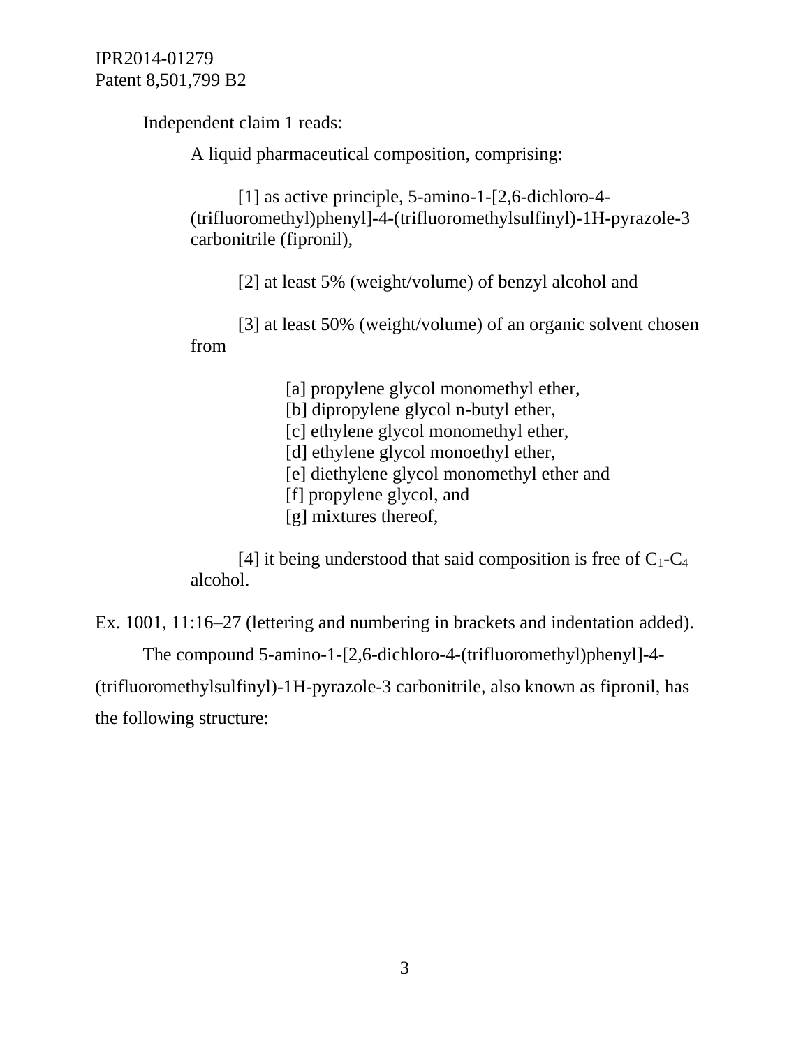Independent claim 1 reads:

> A liquid pharmaceutical composition, comprising:
>
> [1] as active principle, 5-amino-1-[2,6-dichloro-4-(trifluoromethyl)phenyl]-4-(trifluoromethylsulfinyl)-1H-pyrazole-3 carbonitrile (fipronil),
>
> [2] at least 5% (weight/volume) of benzyl alcohol and
>
> [3] at least 50% (weight/volume) of an organic solvent chosen from
>
> > [a] propylene glycol monomethyl ether,
> > [b] dipropylene glycol n-butyl ether,
> > [c] ethylene glycol monomethyl ether,
> > [d] ethylene glycol monoethyl ether,
> > [e] diethylene glycol monomethyl ether and
> > [f] propylene glycol, and
> > [g] mixtures thereof,
>
> [4] it being understood that said composition is free of $C_1$-$C_4$ alcohol.

Ex. 1001, 11:16–27 (lettering and numbering in brackets and indentation added).

The compound 5-amino-1-[2,6-dichloro-4-(trifluoromethyl)phenyl]-4-(trifluoromethylsulfinyl)-1H-pyrazole-3 carbonitrile, also known as fipronil, has the following structure: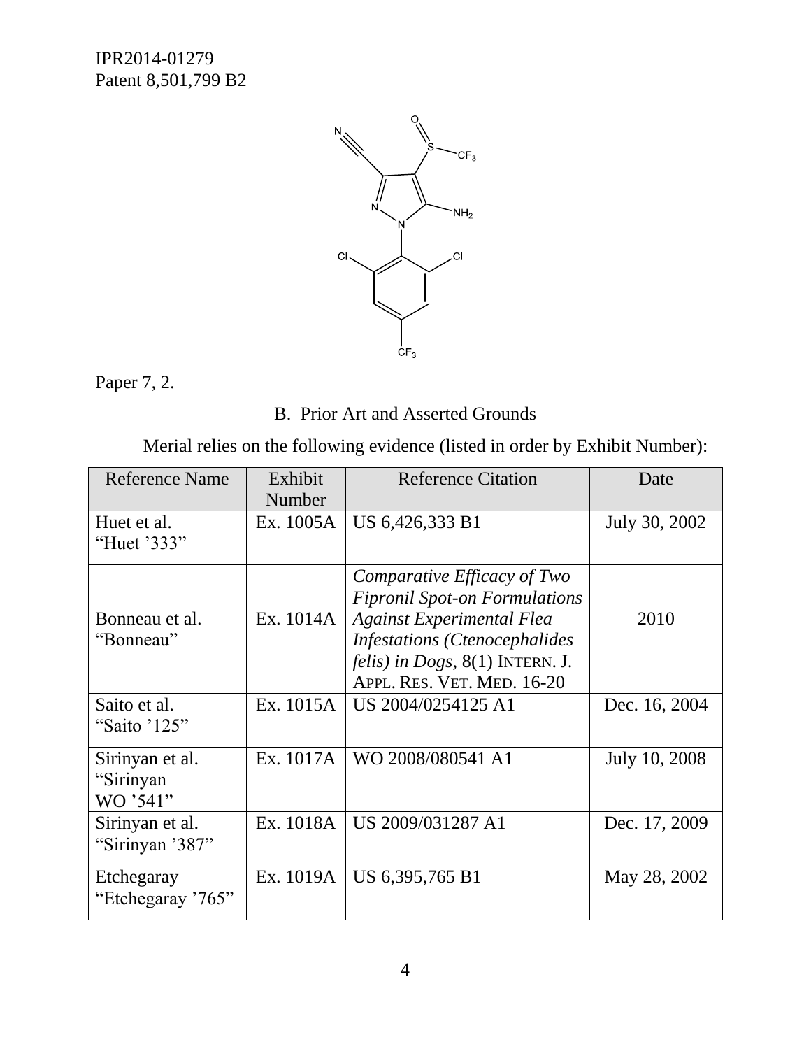Paper 7, 2.

B. Prior Art and Asserted Grounds

Merial relies on the following evidence (listed in order by Exhibit Number):

| Reference Name | Exhibit Number | Reference Citation | Date |
|---|---|---|---|
| Huet et al. "Huet '333" | Ex. 1005A | US 6,426,333 B1 | July 30, 2002 |
| Bonneau et al. "Bonneau" | Ex. 1014A | *Comparative Efficacy of Two Fipronil Spot-on Formulations Against Experimental Flea Infestations (Ctenocephalides felis) in Dogs*, 8(1) INTERN. J. APPL. RES. VET. MED. 16-20 | 2010 |
| Saito et al. "Saito '125" | Ex. 1015A | US 2004/0254125 A1 | Dec. 16, 2004 |
| Sirinyan et al. "Sirinyan WO '541" | Ex. 1017A | WO 2008/080541 A1 | July 10, 2008 |
| Sirinyan et al. "Sirinyan '387" | Ex. 1018A | US 2009/031287 A1 | Dec. 17, 2009 |
| Etchegaray "Etchegaray '765" | Ex. 1019A | US 6,395,765 B1 | May 28, 2002 |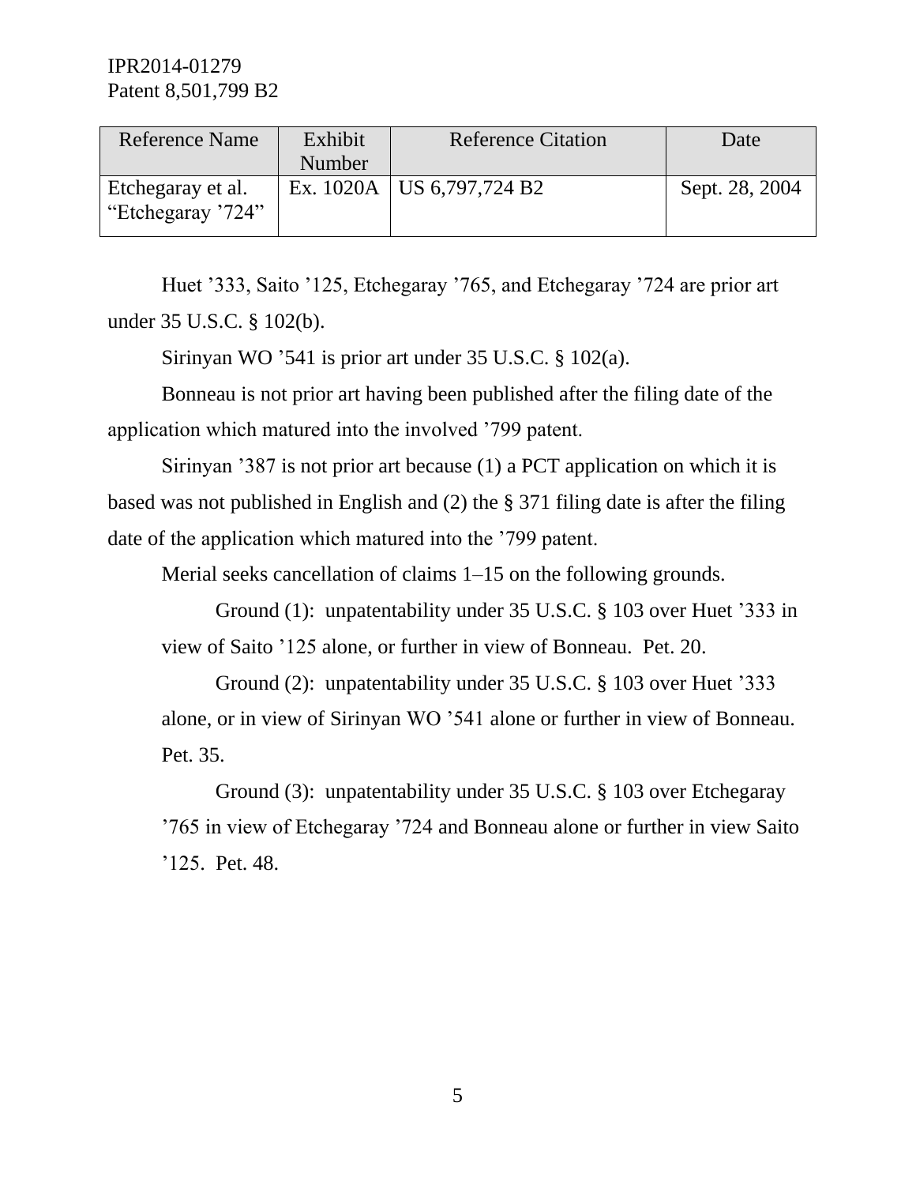| Reference Name | Exhibit Number | Reference Citation | Date |
| --- | --- | --- | --- |
| Etchegaray et al. “Etchegaray ’724” | Ex. 1020A | US 6,797,724 B2 | Sept. 28, 2004 |

Huet ’333, Saito ’125, Etchegaray ’765, and Etchegaray ’724 are prior art under 35 U.S.C. § 102(b).

Sirinyan WO ’541 is prior art under 35 U.S.C. § 102(a).

Bonneau is not prior art having been published after the filing date of the application which matured into the involved ’799 patent.

Sirinyan ’387 is not prior art because (1) a PCT application on which it is based was not published in English and (2) the § 371 filing date is after the filing date of the application which matured into the ’799 patent.

Merial seeks cancellation of claims 1–15 on the following grounds.

> Ground (1): unpatentability under 35 U.S.C. § 103 over Huet ’333 in view of Saito ’125 alone, or further in view of Bonneau. Pet. 20.
>
> Ground (2): unpatentability under 35 U.S.C. § 103 over Huet ’333 alone, or in view of Sirinyan WO ’541 alone or further in view of Bonneau. Pet. 35.
>
> Ground (3): unpatentability under 35 U.S.C. § 103 over Etchegaray ’765 in view of Etchegaray ’724 and Bonneau alone or further in view Saito ’125. Pet. 48.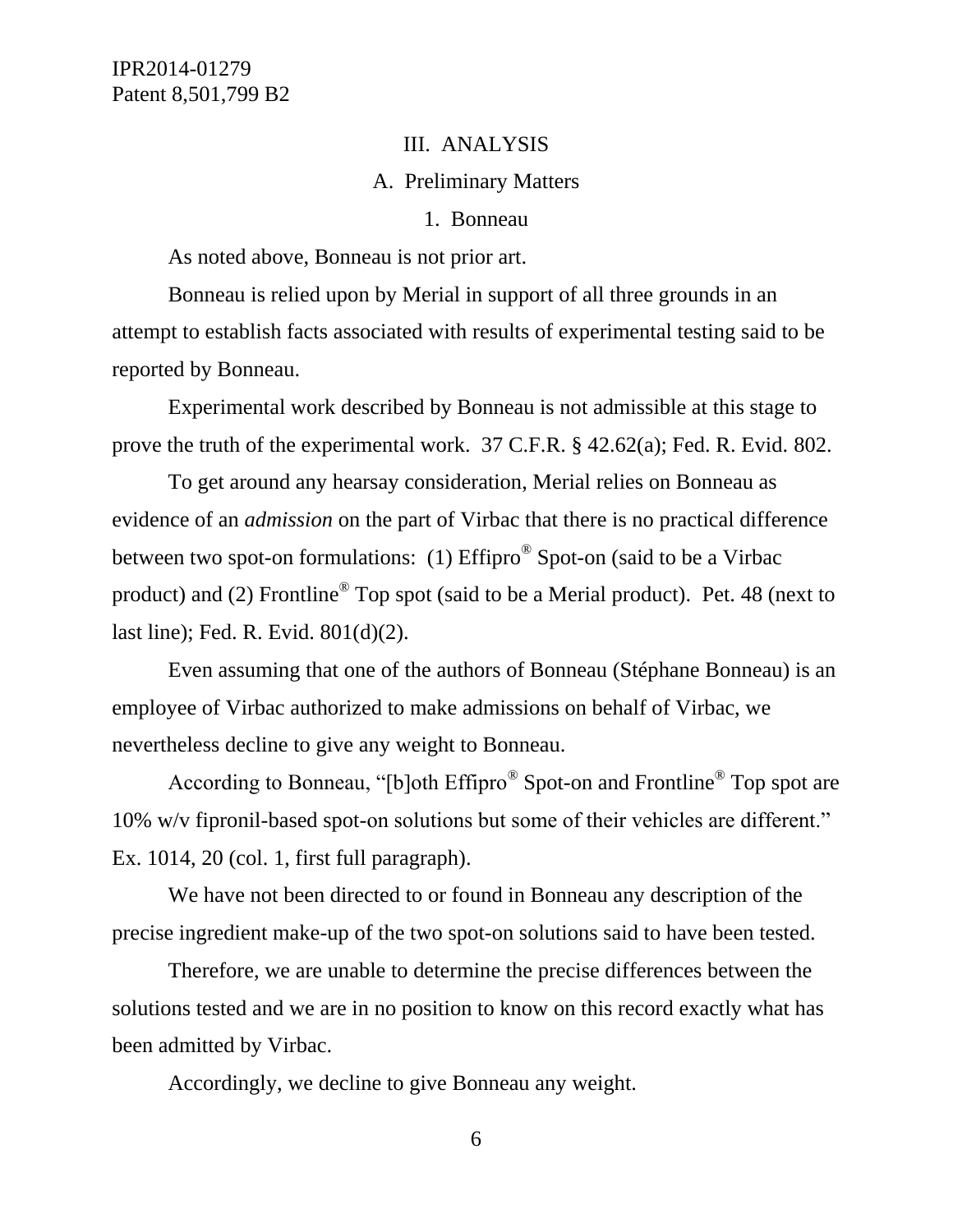## III. ANALYSIS

### A. Preliminary Matters

#### 1. Bonneau

As noted above, Bonneau is not prior art.

Bonneau is relied upon by Merial in support of all three grounds in an attempt to establish facts associated with results of experimental testing said to be reported by Bonneau.

Experimental work described by Bonneau is not admissible at this stage to prove the truth of the experimental work. 37 C.F.R. § 42.62(a); Fed. R. Evid. 802.

To get around any hearsay consideration, Merial relies on Bonneau as evidence of an *admission* on the part of Virbac that there is no practical difference between two spot-on formulations: (1) Effipro® Spot-on (said to be a Virbac product) and (2) Frontline® Top spot (said to be a Merial product). Pet. 48 (next to last line); Fed. R. Evid. 801(d)(2).

Even assuming that one of the authors of Bonneau (Stéphane Bonneau) is an employee of Virbac authorized to make admissions on behalf of Virbac, we nevertheless decline to give any weight to Bonneau.

According to Bonneau, "[b]oth Effipro® Spot-on and Frontline® Top spot are 10% w/v fipronil-based spot-on solutions but some of their vehicles are different." Ex. 1014, 20 (col. 1, first full paragraph).

We have not been directed to or found in Bonneau any description of the precise ingredient make-up of the two spot-on solutions said to have been tested.

Therefore, we are unable to determine the precise differences between the solutions tested and we are in no position to know on this record exactly what has been admitted by Virbac.

Accordingly, we decline to give Bonneau any weight.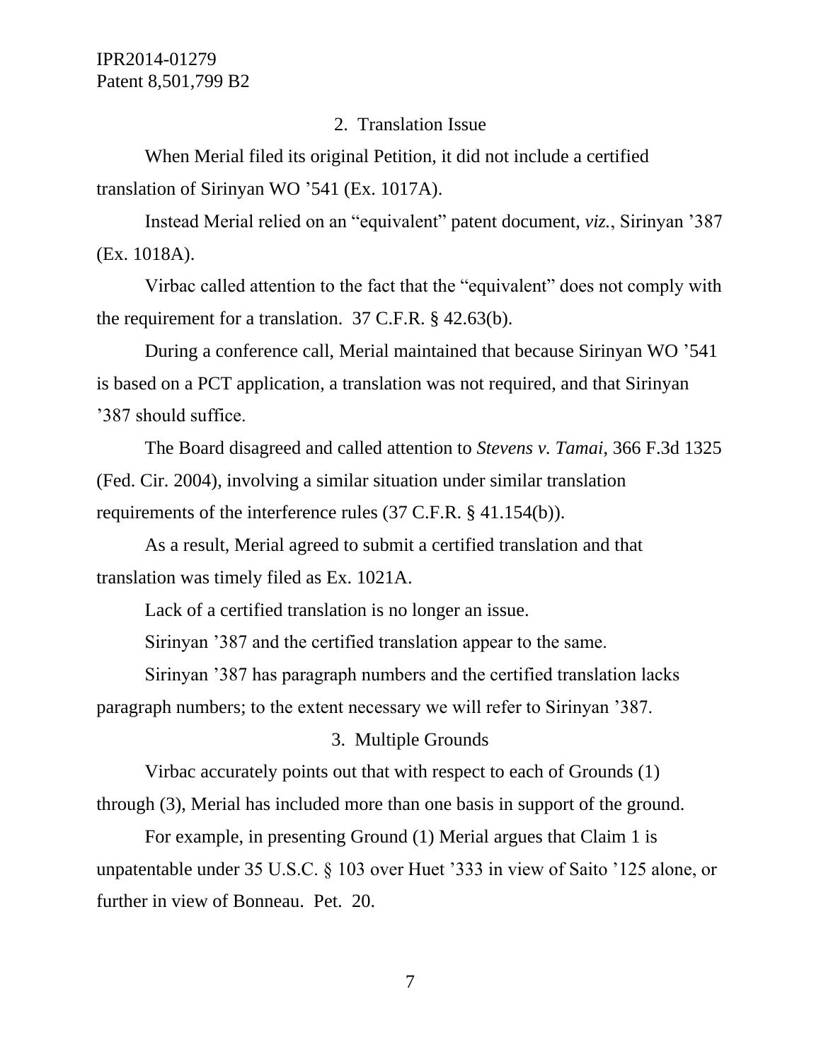### 2. Translation Issue

When Merial filed its original Petition, it did not include a certified translation of Sirinyan WO ’541 (Ex. 1017A).

Instead Merial relied on an “equivalent” patent document, *viz.*, Sirinyan ’387 (Ex. 1018A).

Virbac called attention to the fact that the “equivalent” does not comply with the requirement for a translation. 37 C.F.R. § 42.63(b).

During a conference call, Merial maintained that because Sirinyan WO ’541 is based on a PCT application, a translation was not required, and that Sirinyan ’387 should suffice.

The Board disagreed and called attention to *Stevens v. Tamai*, 366 F.3d 1325 (Fed. Cir. 2004), involving a similar situation under similar translation requirements of the interference rules (37 C.F.R. § 41.154(b)).

As a result, Merial agreed to submit a certified translation and that translation was timely filed as Ex. 1021A.

Lack of a certified translation is no longer an issue.

Sirinyan ’387 and the certified translation appear to the same.

Sirinyan ’387 has paragraph numbers and the certified translation lacks paragraph numbers; to the extent necessary we will refer to Sirinyan ’387.

### 3. Multiple Grounds

Virbac accurately points out that with respect to each of Grounds (1) through (3), Merial has included more than one basis in support of the ground.

For example, in presenting Ground (1) Merial argues that Claim 1 is unpatentable under 35 U.S.C. § 103 over Huet ’333 in view of Saito ’125 alone, or further in view of Bonneau. Pet. 20.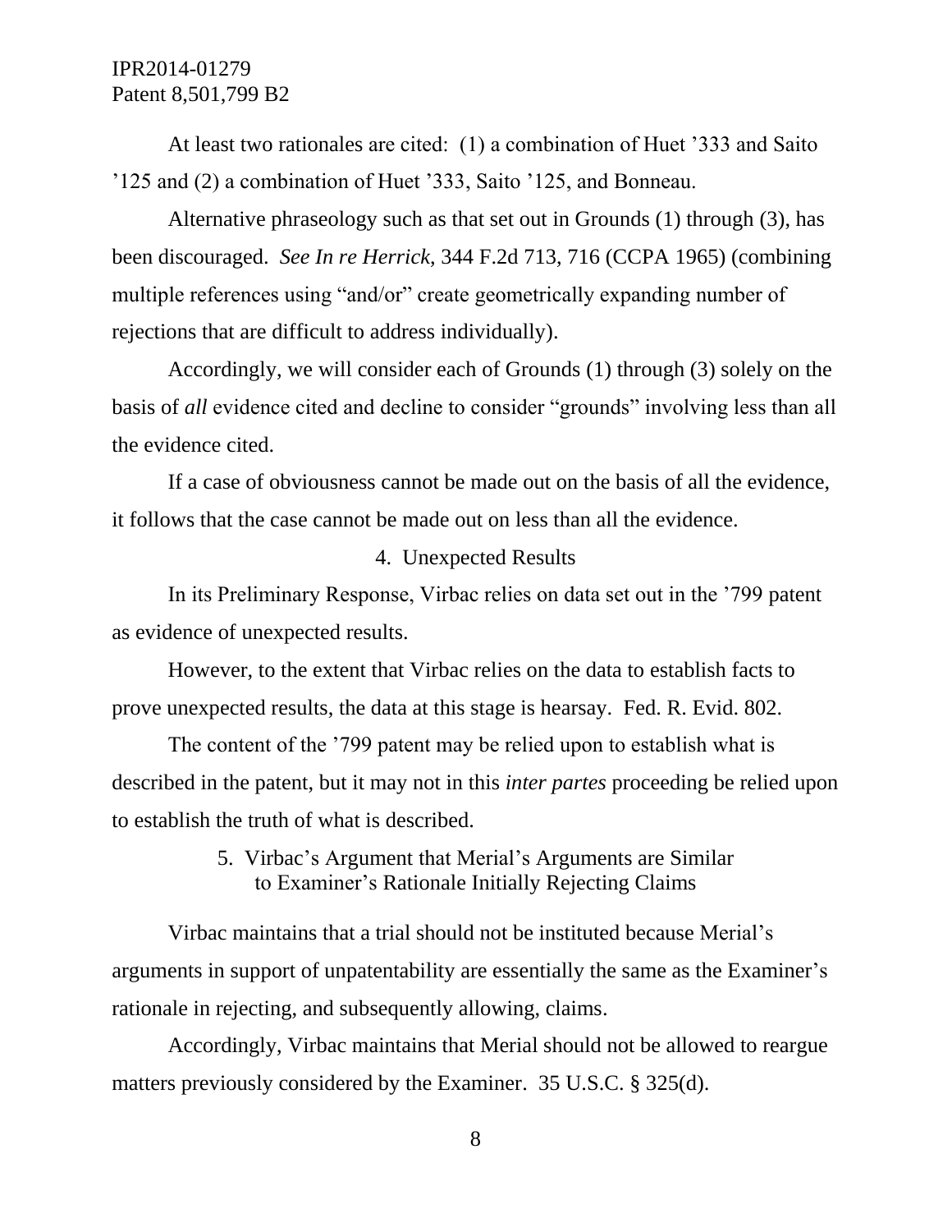At least two rationales are cited: (1) a combination of Huet ’333 and Saito ’125 and (2) a combination of Huet ’333, Saito ’125, and Bonneau.

Alternative phraseology such as that set out in Grounds (1) through (3), has been discouraged. *See In re Herrick*, 344 F.2d 713, 716 (CCPA 1965) (combining multiple references using “and/or” create geometrically expanding number of rejections that are difficult to address individually).

Accordingly, we will consider each of Grounds (1) through (3) solely on the basis of *all* evidence cited and decline to consider “grounds” involving less than all the evidence cited.

If a case of obviousness cannot be made out on the basis of all the evidence, it follows that the case cannot be made out on less than all the evidence.

### 4. Unexpected Results

In its Preliminary Response, Virbac relies on data set out in the ’799 patent as evidence of unexpected results.

However, to the extent that Virbac relies on the data to establish facts to prove unexpected results, the data at this stage is hearsay. Fed. R. Evid. 802.

The content of the ’799 patent may be relied upon to establish what is described in the patent, but it may not in this *inter partes* proceeding be relied upon to establish the truth of what is described.

### 5. Virbac’s Argument that Merial’s Arguments are Similar to Examiner’s Rationale Initially Rejecting Claims

Virbac maintains that a trial should not be instituted because Merial’s arguments in support of unpatentability are essentially the same as the Examiner’s rationale in rejecting, and subsequently allowing, claims.

Accordingly, Virbac maintains that Merial should not be allowed to reargue matters previously considered by the Examiner. 35 U.S.C. § 325(d).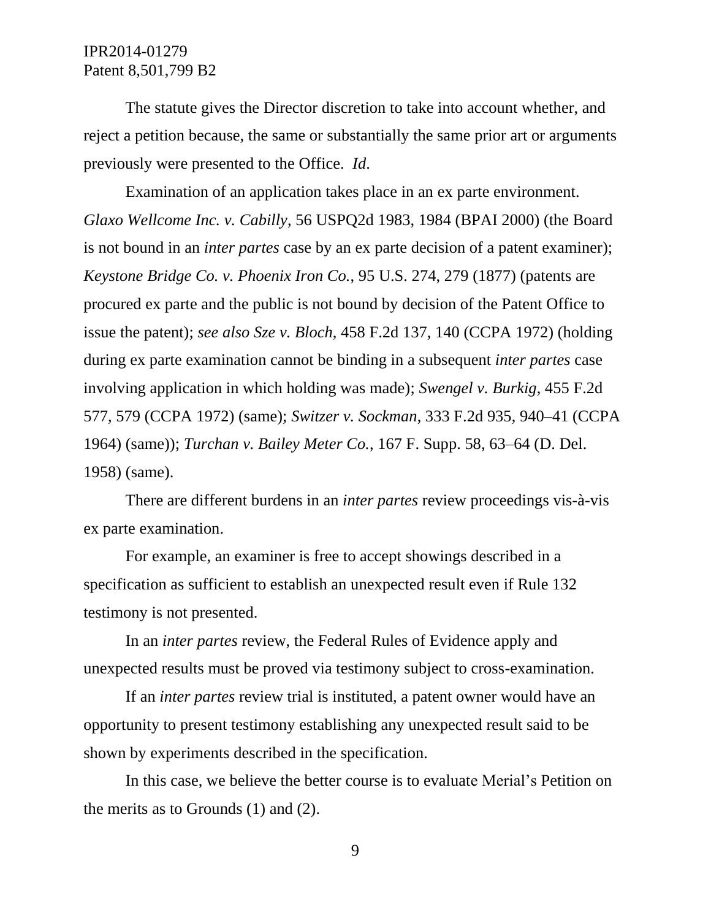The statute gives the Director discretion to take into account whether, and reject a petition because, the same or substantially the same prior art or arguments previously were presented to the Office. *Id*.

Examination of an application takes place in an ex parte environment. *Glaxo Wellcome Inc. v. Cabilly*, 56 USPQ2d 1983, 1984 (BPAI 2000) (the Board is not bound in an *inter partes* case by an ex parte decision of a patent examiner); *Keystone Bridge Co. v. Phoenix Iron Co.*, 95 U.S. 274, 279 (1877) (patents are procured ex parte and the public is not bound by decision of the Patent Office to issue the patent); *see also Sze v. Bloch*, 458 F.2d 137, 140 (CCPA 1972) (holding during ex parte examination cannot be binding in a subsequent *inter partes* case involving application in which holding was made); *Swengel v. Burkig*, 455 F.2d 577, 579 (CCPA 1972) (same); *Switzer v. Sockman*, 333 F.2d 935, 940–41 (CCPA 1964) (same)); *Turchan v. Bailey Meter Co.*, 167 F. Supp. 58, 63–64 (D. Del. 1958) (same).

There are different burdens in an *inter partes* review proceedings vis-à-vis ex parte examination.

For example, an examiner is free to accept showings described in a specification as sufficient to establish an unexpected result even if Rule 132 testimony is not presented.

In an *inter partes* review, the Federal Rules of Evidence apply and unexpected results must be proved via testimony subject to cross-examination.

If an *inter partes* review trial is instituted, a patent owner would have an opportunity to present testimony establishing any unexpected result said to be shown by experiments described in the specification.

In this case, we believe the better course is to evaluate Merial's Petition on the merits as to Grounds (1) and (2).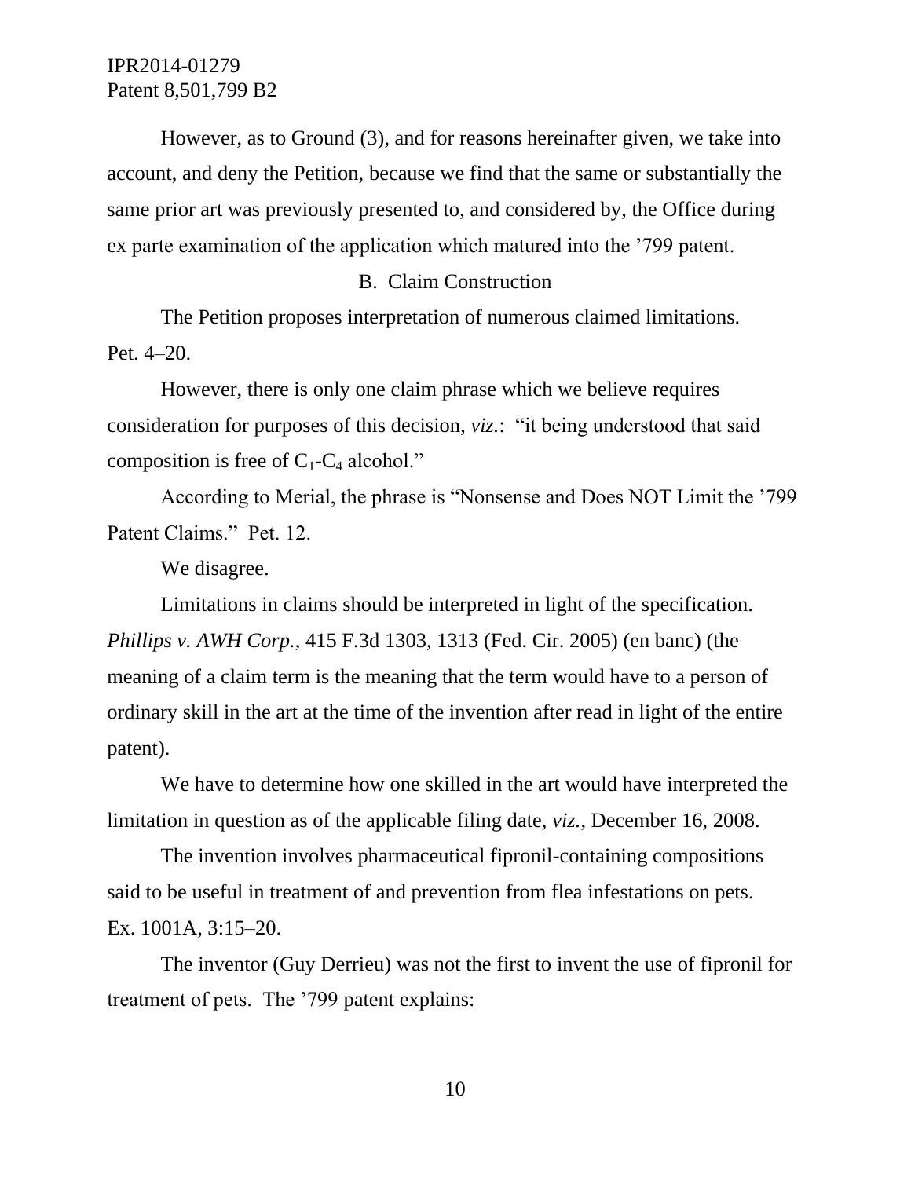However, as to Ground (3), and for reasons hereinafter given, we take into account, and deny the Petition, because we find that the same or substantially the same prior art was previously presented to, and considered by, the Office during ex parte examination of the application which matured into the ’799 patent.

## B. Claim Construction

The Petition proposes interpretation of numerous claimed limitations. Pet. 4–20.

However, there is only one claim phrase which we believe requires consideration for purposes of this decision, *viz.*: "it being understood that said composition is free of $C_1$-$C_4$ alcohol."

According to Merial, the phrase is "Nonsense and Does NOT Limit the ’799 Patent Claims." Pet. 12.

We disagree.

Limitations in claims should be interpreted in light of the specification. *Phillips v. AWH Corp.*, 415 F.3d 1303, 1313 (Fed. Cir. 2005) (en banc) (the meaning of a claim term is the meaning that the term would have to a person of ordinary skill in the art at the time of the invention after read in light of the entire patent).

We have to determine how one skilled in the art would have interpreted the limitation in question as of the applicable filing date, *viz.*, December 16, 2008.

The invention involves pharmaceutical fipronil-containing compositions said to be useful in treatment of and prevention from flea infestations on pets. Ex. 1001A, 3:15–20.

The inventor (Guy Derrieu) was not the first to invent the use of fipronil for treatment of pets. The ’799 patent explains: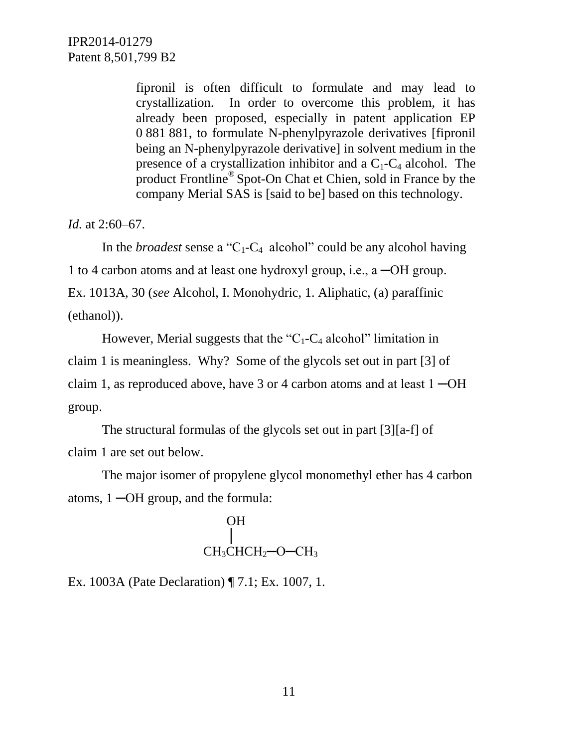> fipronil is often difficult to formulate and may lead to crystallization. In order to overcome this problem, it has already been proposed, especially in patent application EP 0 881 881, to formulate N-phenylpyrazole derivatives [fipronil being an N-phenylpyrazole derivative] in solvent medium in the presence of a crystallization inhibitor and a $C_1$-$C_4$ alcohol. The product Frontline® Spot-On Chat et Chien, sold in France by the company Merial SAS is [said to be] based on this technology.

*Id.* at 2:60–67.

In the *broadest* sense a "$C_1$-$C_4$ alcohol" could be any alcohol having 1 to 4 carbon atoms and at least one hydroxyl group, i.e., a ─OH group. Ex. 1013A, 30 (*see* Alcohol, I. Monohydric, 1. Aliphatic, (a) paraffinic (ethanol)).

However, Merial suggests that the "$C_1$-$C_4$ alcohol" limitation in claim 1 is meaningless. Why? Some of the glycols set out in part [3] of claim 1, as reproduced above, have 3 or 4 carbon atoms and at least 1 ─OH group.

The structural formulas of the glycols set out in part [3][a-f] of claim 1 are set out below.

The major isomer of propylene glycol monomethyl ether has 4 carbon atoms, 1 ─OH group, and the formula:

```
    OH
    |
CH3CHCH2─O─CH3
```

Ex. 1003A (Pate Declaration) ¶ 7.1; Ex. 1007, 1.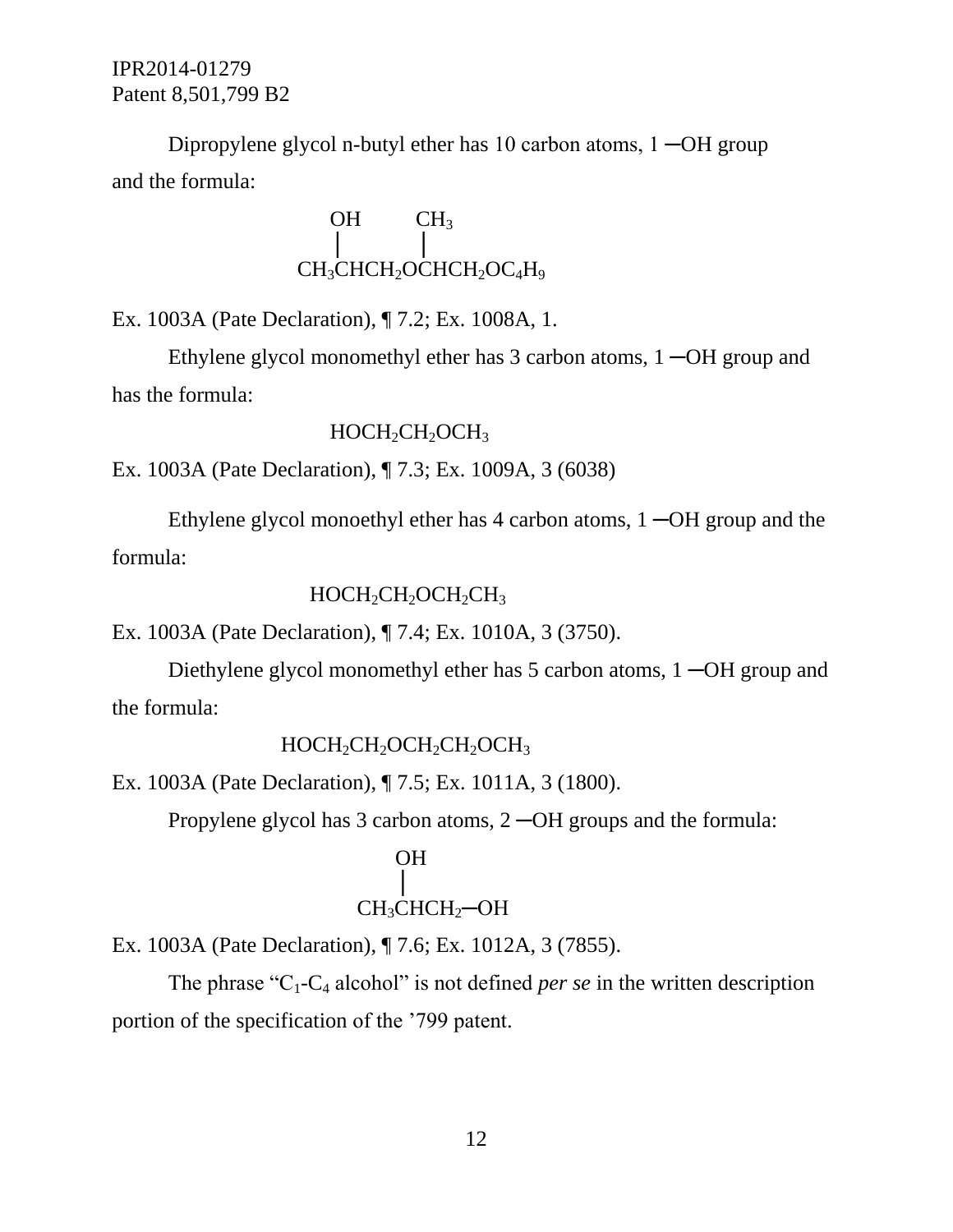Dipropylene glycol n-butyl ether has 10 carbon atoms, 1 ─OH group and the formula:

$$
\begin{array}{c}
\phantom{CH_3C}OH\phantom{CH_2OC}CH_3\phantom{HCH_2OC_4H_9} \\
CH_3\overset{|}{C}HCH_2O\overset{|}{C}HCH_2OC_4H_9
\end{array}
$$

Ex. 1003A (Pate Declaration), ¶ 7.2; Ex. 1008A, 1.

Ethylene glycol monomethyl ether has 3 carbon atoms, 1 ─OH group and has the formula:

$$HOCH_2CH_2OCH_3$$

Ex. 1003A (Pate Declaration), ¶ 7.3; Ex. 1009A, 3 (6038)

Ethylene glycol monoethyl ether has 4 carbon atoms, 1 ─OH group and the formula:

$$HOCH_2CH_2OCH_2CH_3$$

Ex. 1003A (Pate Declaration), ¶ 7.4; Ex. 1010A, 3 (3750).

Diethylene glycol monomethyl ether has 5 carbon atoms, 1 ─OH group and the formula:

$$HOCH_2CH_2OCH_2CH_2OCH_3$$

Ex. 1003A (Pate Declaration), ¶ 7.5; Ex. 1011A, 3 (1800).

Propylene glycol has 3 carbon atoms, 2 ─OH groups and the formula:

$$
\begin{array}{c}
\phantom{CH_3C}OH\phantom{HCH_2-OH} \\
CH_3\overset{|}{C}HCH_2\text{─}OH
\end{array}
$$

Ex. 1003A (Pate Declaration), ¶ 7.6; Ex. 1012A, 3 (7855).

The phrase "$C_1$-$C_4$ alcohol" is not defined *per se* in the written description portion of the specification of the '799 patent.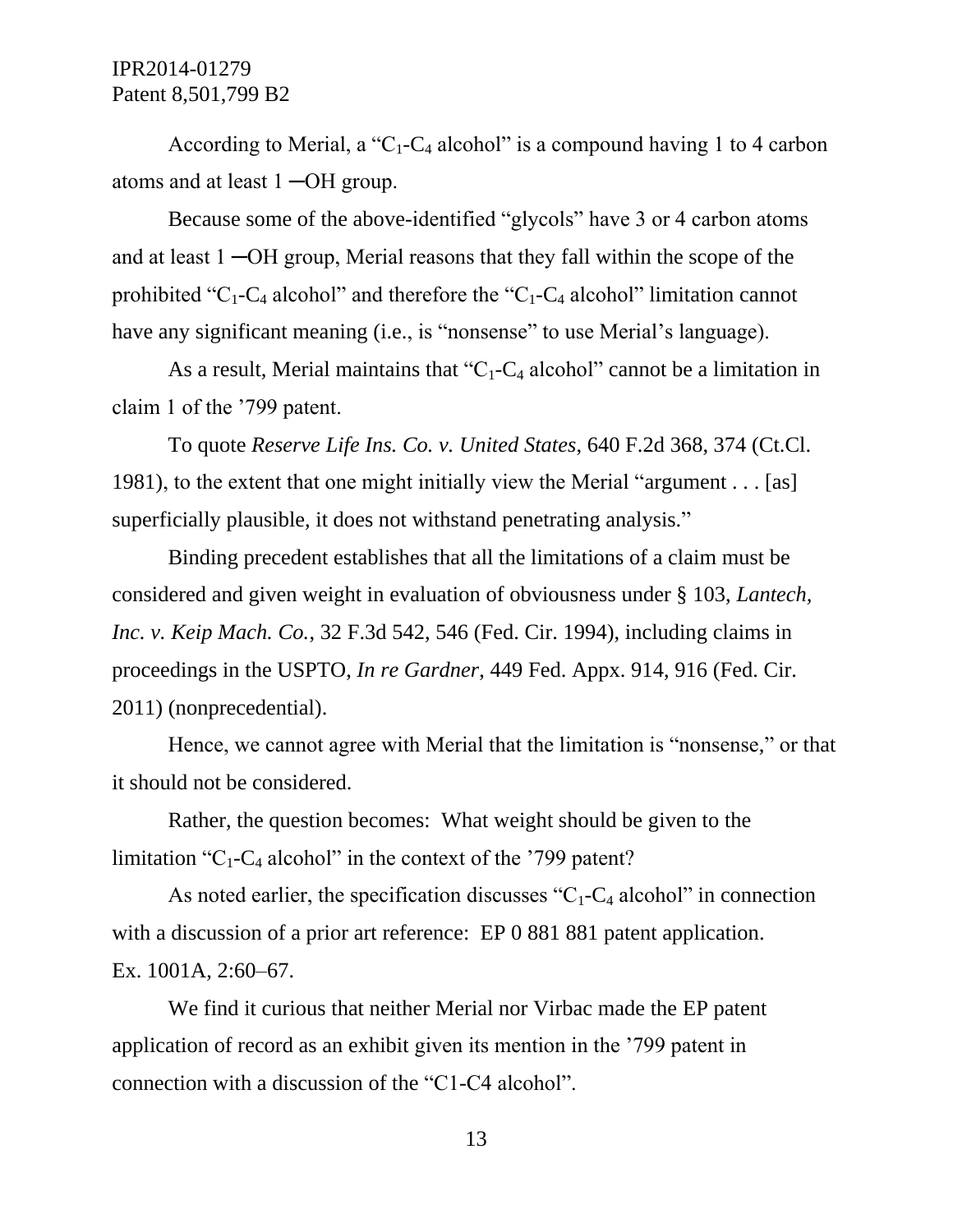According to Merial, a "$C_1$-$C_4$ alcohol" is a compound having 1 to 4 carbon atoms and at least 1 ─OH group.

Because some of the above-identified "glycols" have 3 or 4 carbon atoms and at least 1 ─OH group, Merial reasons that they fall within the scope of the prohibited "$C_1$-$C_4$ alcohol" and therefore the "$C_1$-$C_4$ alcohol" limitation cannot have any significant meaning (i.e., is "nonsense" to use Merial's language).

As a result, Merial maintains that "$C_1$-$C_4$ alcohol" cannot be a limitation in claim 1 of the '799 patent.

To quote *Reserve Life Ins. Co. v. United States*, 640 F.2d 368, 374 (Ct.Cl. 1981), to the extent that one might initially view the Merial "argument . . . [as] superficially plausible, it does not withstand penetrating analysis."

Binding precedent establishes that all the limitations of a claim must be considered and given weight in evaluation of obviousness under § 103, *Lantech, Inc. v. Keip Mach. Co.*, 32 F.3d 542, 546 (Fed. Cir. 1994), including claims in proceedings in the USPTO, *In re Gardner*, 449 Fed. Appx. 914, 916 (Fed. Cir. 2011) (nonprecedential).

Hence, we cannot agree with Merial that the limitation is "nonsense," or that it should not be considered.

Rather, the question becomes: What weight should be given to the limitation "$C_1$-$C_4$ alcohol" in the context of the '799 patent?

As noted earlier, the specification discusses "$C_1$-$C_4$ alcohol" in connection with a discussion of a prior art reference: EP 0 881 881 patent application. Ex. 1001A, 2:60–67.

We find it curious that neither Merial nor Virbac made the EP patent application of record as an exhibit given its mention in the '799 patent in connection with a discussion of the "C1-C4 alcohol".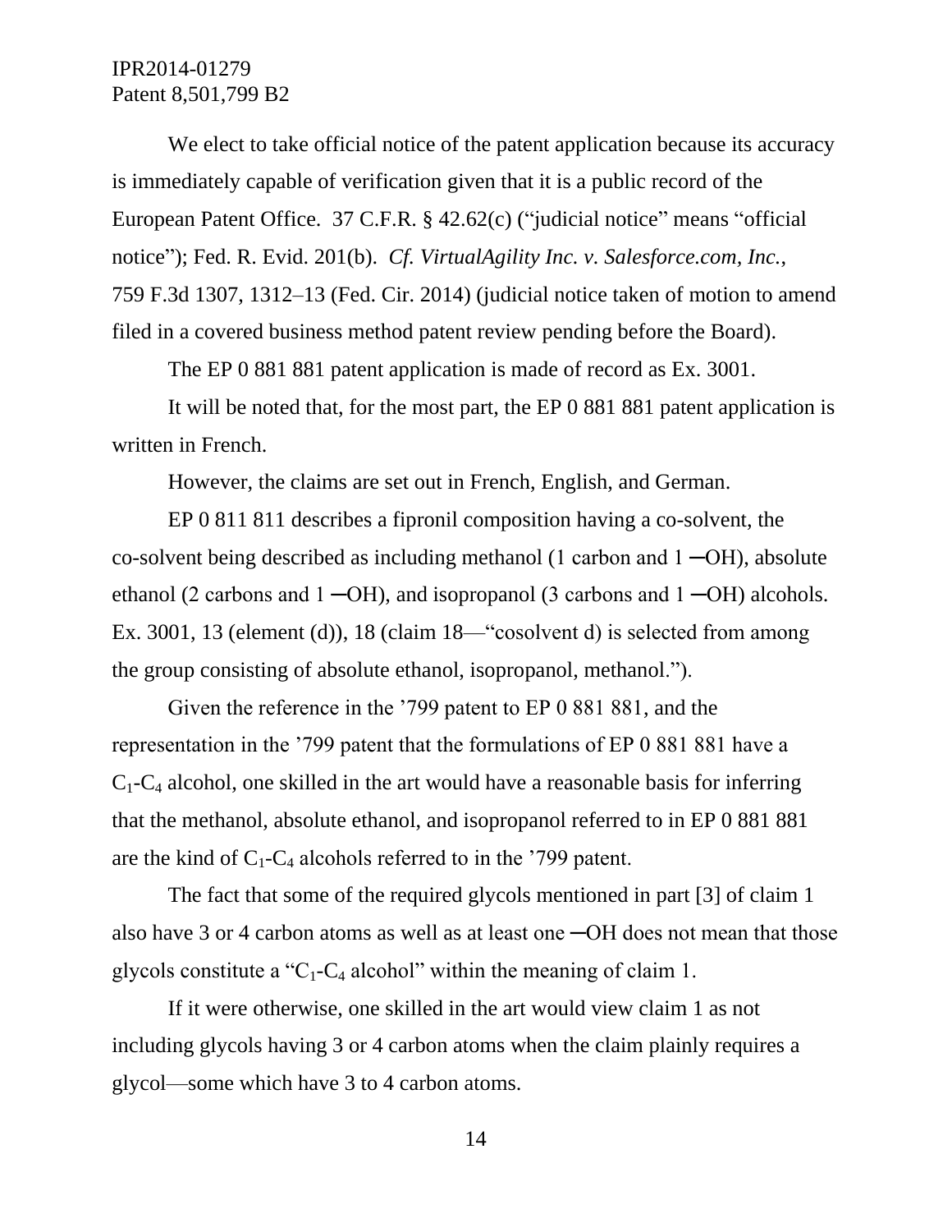We elect to take official notice of the patent application because its accuracy is immediately capable of verification given that it is a public record of the European Patent Office. 37 C.F.R. § 42.62(c) ("judicial notice" means "official notice"); Fed. R. Evid. 201(b). *Cf. VirtualAgility Inc. v. Salesforce.com, Inc.*, 759 F.3d 1307, 1312–13 (Fed. Cir. 2014) (judicial notice taken of motion to amend filed in a covered business method patent review pending before the Board).

The EP 0 881 881 patent application is made of record as Ex. 3001.

It will be noted that, for the most part, the EP 0 881 881 patent application is written in French.

However, the claims are set out in French, English, and German.

EP 0 811 811 describes a fipronil composition having a co-solvent, the co-solvent being described as including methanol (1 carbon and 1 ─OH), absolute ethanol (2 carbons and 1 ─OH), and isopropanol (3 carbons and 1 ─OH) alcohols. Ex. 3001, 13 (element (d)), 18 (claim 18—"cosolvent d) is selected from among the group consisting of absolute ethanol, isopropanol, methanol.").

Given the reference in the '799 patent to EP 0 881 881, and the representation in the '799 patent that the formulations of EP 0 881 881 have a $C_1$-$C_4$ alcohol, one skilled in the art would have a reasonable basis for inferring that the methanol, absolute ethanol, and isopropanol referred to in EP 0 881 881 are the kind of $C_1$-$C_4$ alcohols referred to in the '799 patent.

The fact that some of the required glycols mentioned in part [3] of claim 1 also have 3 or 4 carbon atoms as well as at least one ─OH does not mean that those glycols constitute a "$C_1$-$C_4$ alcohol" within the meaning of claim 1.

If it were otherwise, one skilled in the art would view claim 1 as not including glycols having 3 or 4 carbon atoms when the claim plainly requires a glycol—some which have 3 to 4 carbon atoms.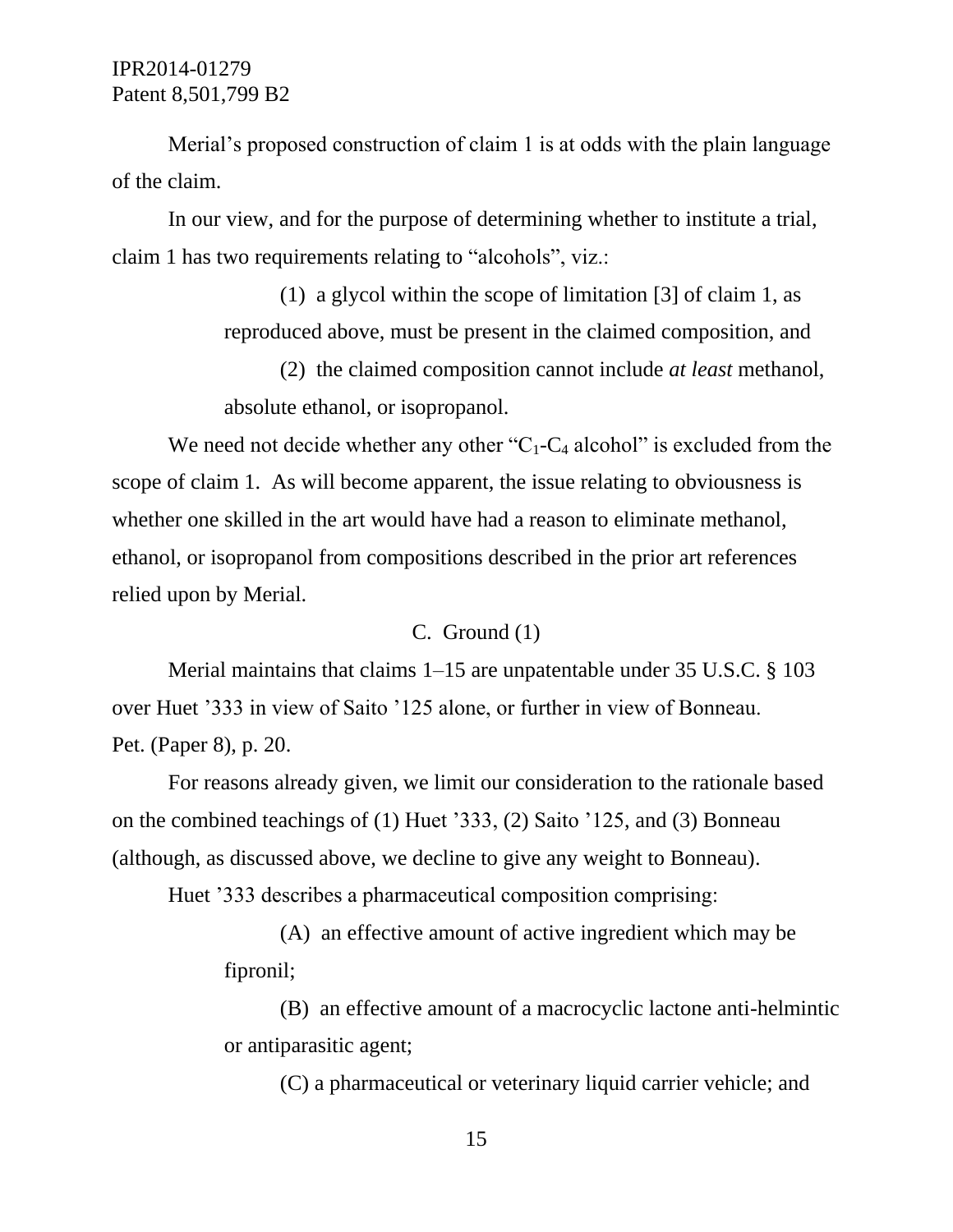Merial's proposed construction of claim 1 is at odds with the plain language of the claim.

In our view, and for the purpose of determining whether to institute a trial, claim 1 has two requirements relating to "alcohols", viz.:

> (1) a glycol within the scope of limitation [3] of claim 1, as reproduced above, must be present in the claimed composition, and
>
> (2) the claimed composition cannot include *at least* methanol, absolute ethanol, or isopropanol.

We need not decide whether any other "$C_1$-$C_4$ alcohol" is excluded from the scope of claim 1. As will become apparent, the issue relating to obviousness is whether one skilled in the art would have had a reason to eliminate methanol, ethanol, or isopropanol from compositions described in the prior art references relied upon by Merial.

### C. Ground (1)

Merial maintains that claims 1–15 are unpatentable under 35 U.S.C. § 103 over Huet '333 in view of Saito '125 alone, or further in view of Bonneau. Pet. (Paper 8), p. 20.

For reasons already given, we limit our consideration to the rationale based on the combined teachings of (1) Huet '333, (2) Saito '125, and (3) Bonneau (although, as discussed above, we decline to give any weight to Bonneau).

Huet '333 describes a pharmaceutical composition comprising:

> (A) an effective amount of active ingredient which may be fipronil;
>
> (B) an effective amount of a macrocyclic lactone anti-helmintic or antiparasitic agent;
>
> (C) a pharmaceutical or veterinary liquid carrier vehicle; and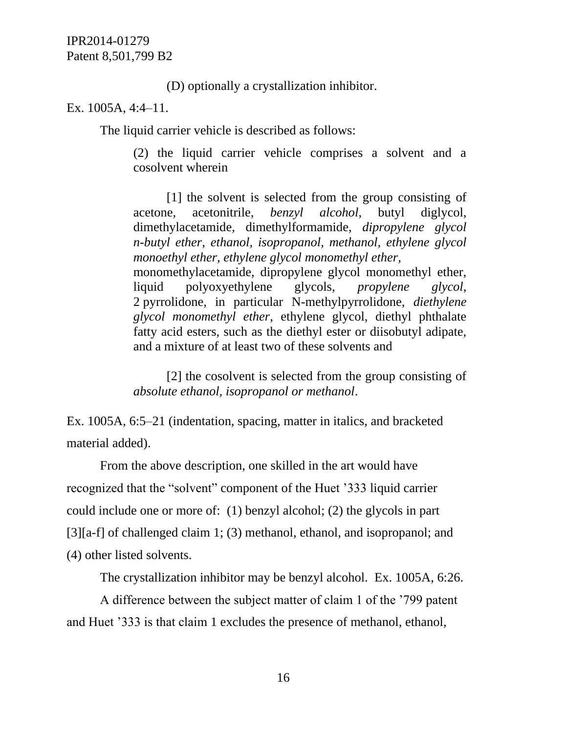(D) optionally a crystallization inhibitor.

Ex. 1005A, 4:4–11.

The liquid carrier vehicle is described as follows:

> (2) the liquid carrier vehicle comprises a solvent and a cosolvent wherein
>
> [1] the solvent is selected from the group consisting of acetone, acetonitrile, *benzyl alcohol*, butyl diglycol, dimethylacetamide, dimethylformamide, *dipropylene glycol n-butyl ether*, *ethanol, isopropanol, methanol, ethylene glycol monoethyl ether, ethylene glycol monomethyl ether,* monomethylacetamide, dipropylene glycol monomethyl ether, liquid polyoxyethylene glycols, *propylene glycol*, 2 pyrrolidone, in particular N-methylpyrrolidone, *diethylene glycol monomethyl ether*, ethylene glycol, diethyl phthalate fatty acid esters, such as the diethyl ester or diisobutyl adipate, and a mixture of at least two of these solvents and
>
> [2] the cosolvent is selected from the group consisting of *absolute ethanol, isopropanol or methanol*.

Ex. 1005A, 6:5–21 (indentation, spacing, matter in italics, and bracketed material added).

From the above description, one skilled in the art would have recognized that the "solvent" component of the Huet '333 liquid carrier could include one or more of: (1) benzyl alcohol; (2) the glycols in part [3][a-f] of challenged claim 1; (3) methanol, ethanol, and isopropanol; and (4) other listed solvents.

The crystallization inhibitor may be benzyl alcohol. Ex. 1005A, 6:26.

A difference between the subject matter of claim 1 of the '799 patent and Huet '333 is that claim 1 excludes the presence of methanol, ethanol,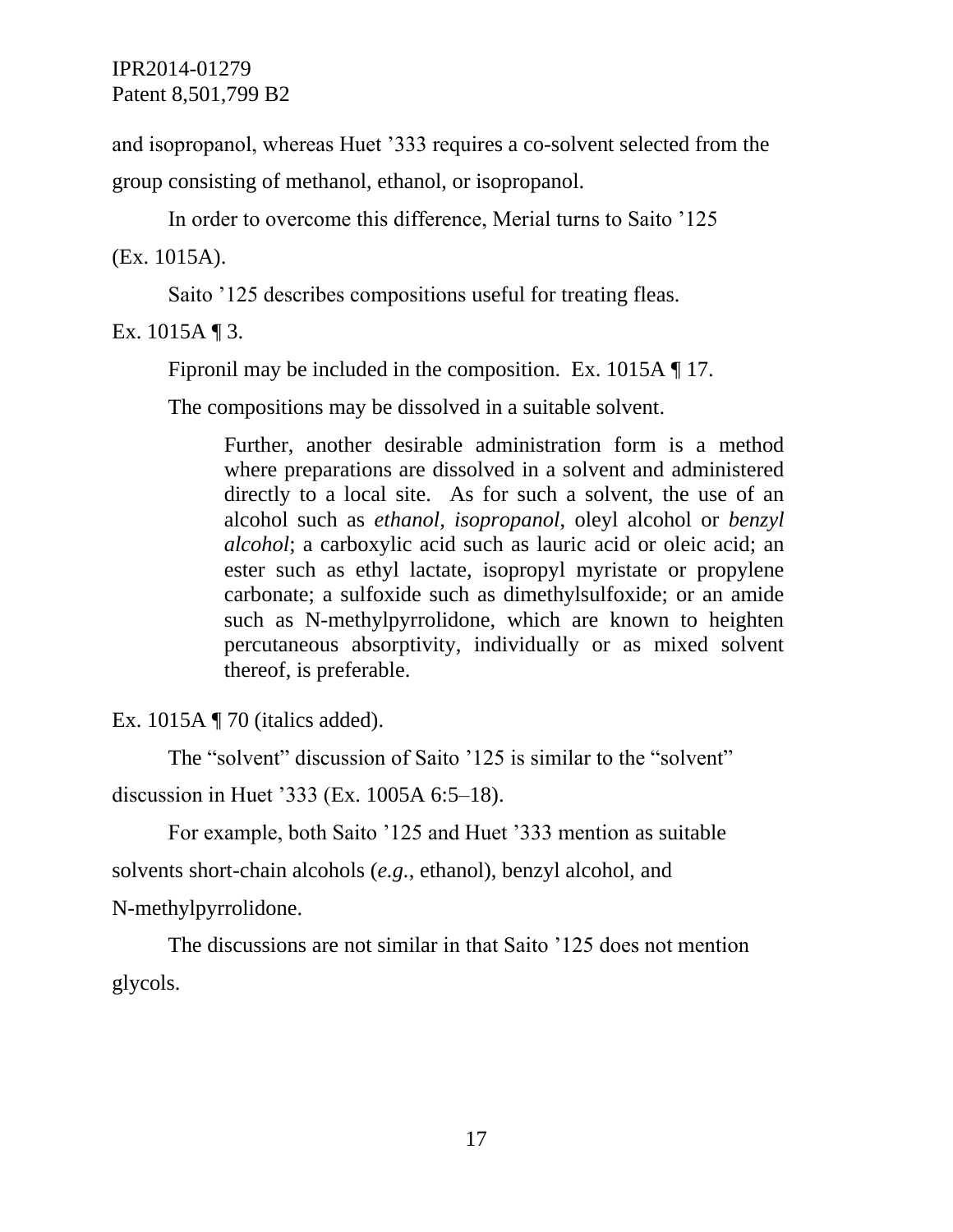and isopropanol, whereas Huet ’333 requires a co-solvent selected from the group consisting of methanol, ethanol, or isopropanol.

In order to overcome this difference, Merial turns to Saito ’125 (Ex. 1015A).

Saito ’125 describes compositions useful for treating fleas. Ex. 1015A ¶ 3.

Fipronil may be included in the composition. Ex. 1015A ¶ 17.

The compositions may be dissolved in a suitable solvent.

> Further, another desirable administration form is a method where preparations are dissolved in a solvent and administered directly to a local site. As for such a solvent, the use of an alcohol such as *ethanol, isopropanol*, oleyl alcohol or *benzyl alcohol*; a carboxylic acid such as lauric acid or oleic acid; an ester such as ethyl lactate, isopropyl myristate or propylene carbonate; a sulfoxide such as dimethylsulfoxide; or an amide such as N-methylpyrrolidone, which are known to heighten percutaneous absorptivity, individually or as mixed solvent thereof, is preferable.

Ex. 1015A ¶ 70 (italics added).

The “solvent” discussion of Saito ’125 is similar to the “solvent” discussion in Huet ’333 (Ex. 1005A 6:5–18).

For example, both Saito ’125 and Huet ’333 mention as suitable solvents short-chain alcohols (*e.g.*, ethanol), benzyl alcohol, and N-methylpyrrolidone.

The discussions are not similar in that Saito ’125 does not mention glycols.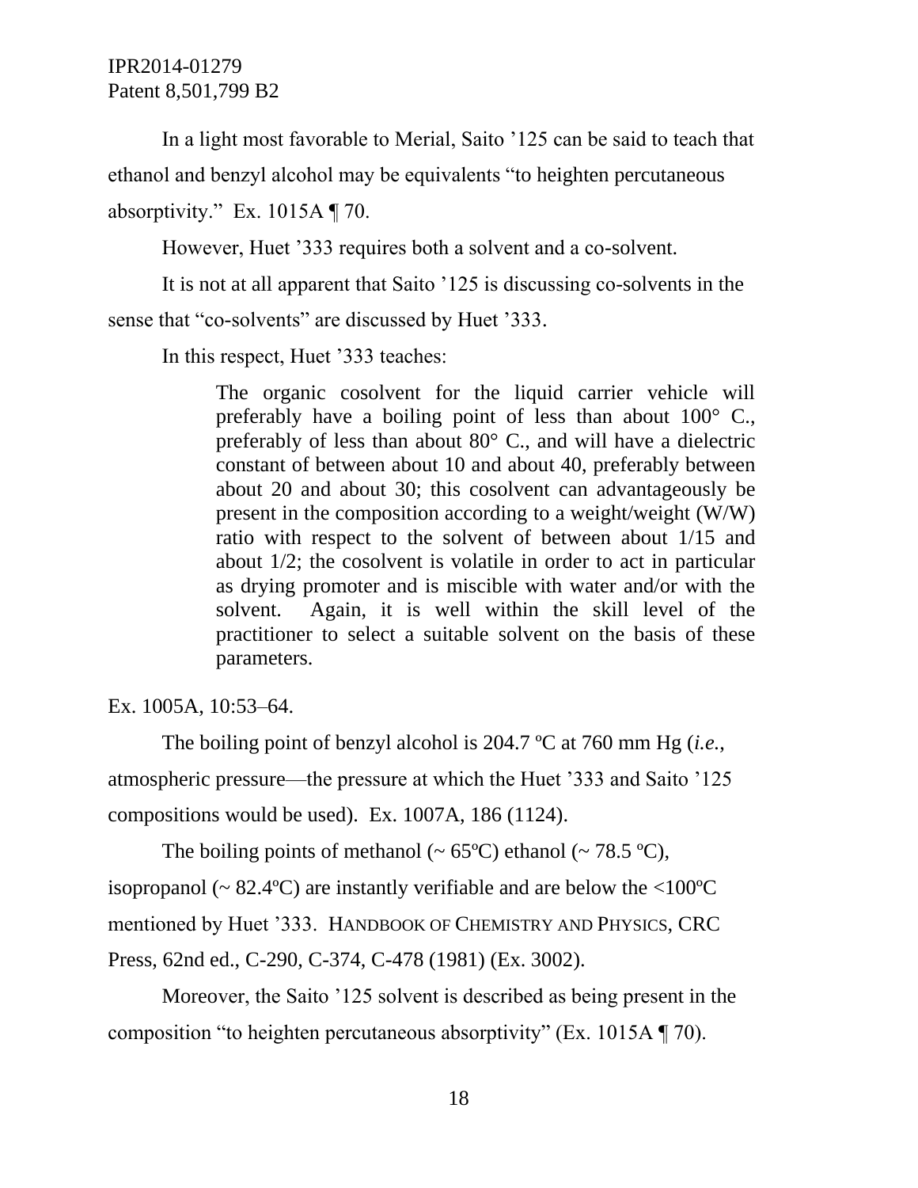In a light most favorable to Merial, Saito ’125 can be said to teach that ethanol and benzyl alcohol may be equivalents “to heighten percutaneous absorptivity.” Ex. 1015A ¶ 70.

However, Huet ’333 requires both a solvent and a co-solvent.

It is not at all apparent that Saito ’125 is discussing co-solvents in the sense that “co-solvents” are discussed by Huet ’333.

In this respect, Huet ’333 teaches:

> The organic cosolvent for the liquid carrier vehicle will preferably have a boiling point of less than about 100° C., preferably of less than about 80° C., and will have a dielectric constant of between about 10 and about 40, preferably between about 20 and about 30; this cosolvent can advantageously be present in the composition according to a weight/weight (W/W) ratio with respect to the solvent of between about 1/15 and about 1/2; the cosolvent is volatile in order to act in particular as drying promoter and is miscible with water and/or with the solvent. Again, it is well within the skill level of the practitioner to select a suitable solvent on the basis of these parameters.

Ex. 1005A, 10:53–64.

The boiling point of benzyl alcohol is 204.7 ºC at 760 mm Hg (*i.e.*, atmospheric pressure—the pressure at which the Huet ’333 and Saito ’125 compositions would be used). Ex. 1007A, 186 (1124).

The boiling points of methanol (~ 65ºC) ethanol (~ 78.5 ºC), isopropanol (~ 82.4ºC) are instantly verifiable and are below the <100ºC mentioned by Huet ’333. HANDBOOK OF CHEMISTRY AND PHYSICS, CRC Press, 62nd ed., C-290, C-374, C-478 (1981) (Ex. 3002).

Moreover, the Saito ’125 solvent is described as being present in the composition “to heighten percutaneous absorptivity” (Ex. 1015A ¶ 70).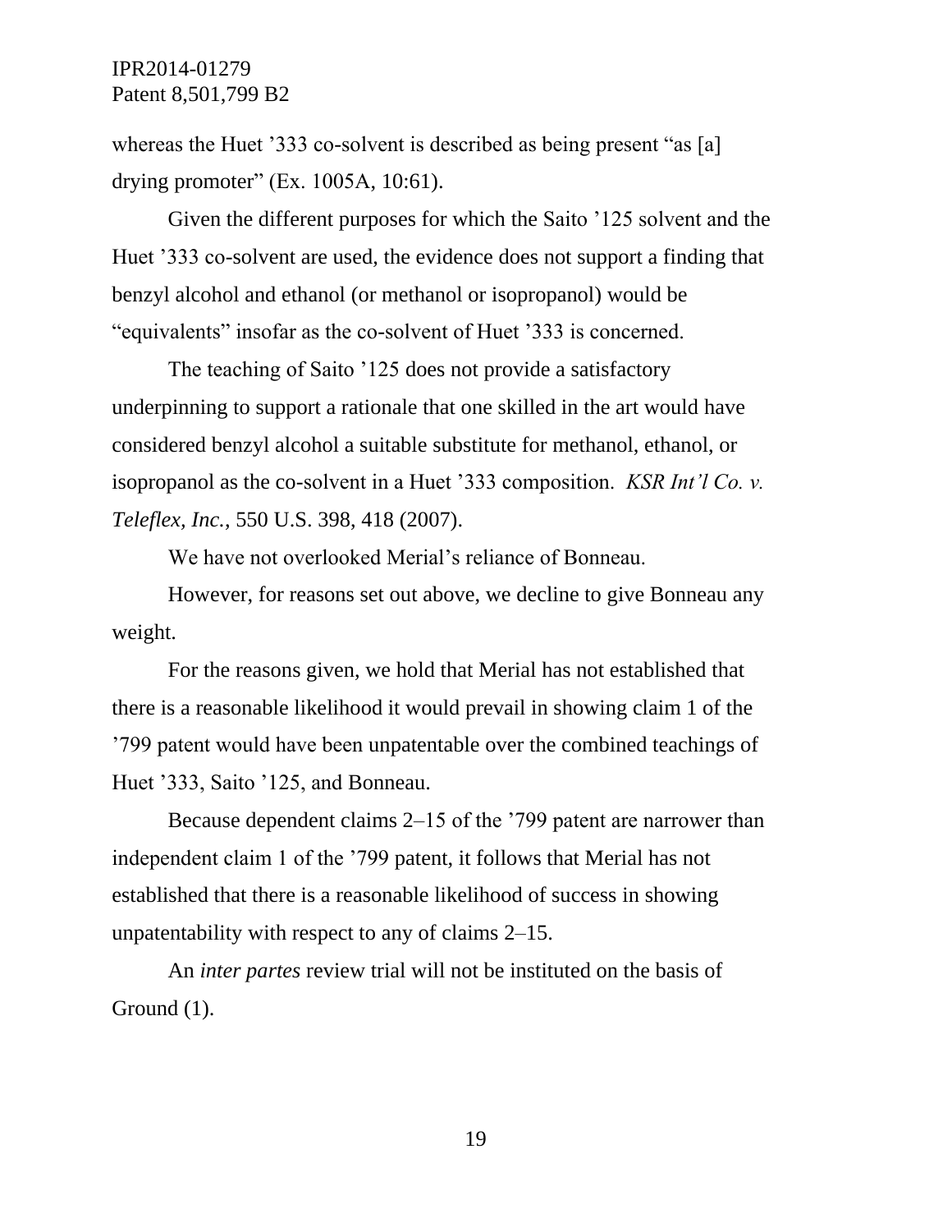whereas the Huet ’333 co-solvent is described as being present “as [a] drying promoter” (Ex. 1005A, 10:61).

Given the different purposes for which the Saito ’125 solvent and the Huet ’333 co-solvent are used, the evidence does not support a finding that benzyl alcohol and ethanol (or methanol or isopropanol) would be “equivalents” insofar as the co-solvent of Huet ’333 is concerned.

The teaching of Saito ’125 does not provide a satisfactory underpinning to support a rationale that one skilled in the art would have considered benzyl alcohol a suitable substitute for methanol, ethanol, or isopropanol as the co-solvent in a Huet ’333 composition. *KSR Int’l Co. v. Teleflex, Inc.*, 550 U.S. 398, 418 (2007).

We have not overlooked Merial’s reliance of Bonneau.

However, for reasons set out above, we decline to give Bonneau any weight.

For the reasons given, we hold that Merial has not established that there is a reasonable likelihood it would prevail in showing claim 1 of the ’799 patent would have been unpatentable over the combined teachings of Huet ’333, Saito ’125, and Bonneau.

Because dependent claims 2–15 of the ’799 patent are narrower than independent claim 1 of the ’799 patent, it follows that Merial has not established that there is a reasonable likelihood of success in showing unpatentability with respect to any of claims 2–15.

An *inter partes* review trial will not be instituted on the basis of Ground (1).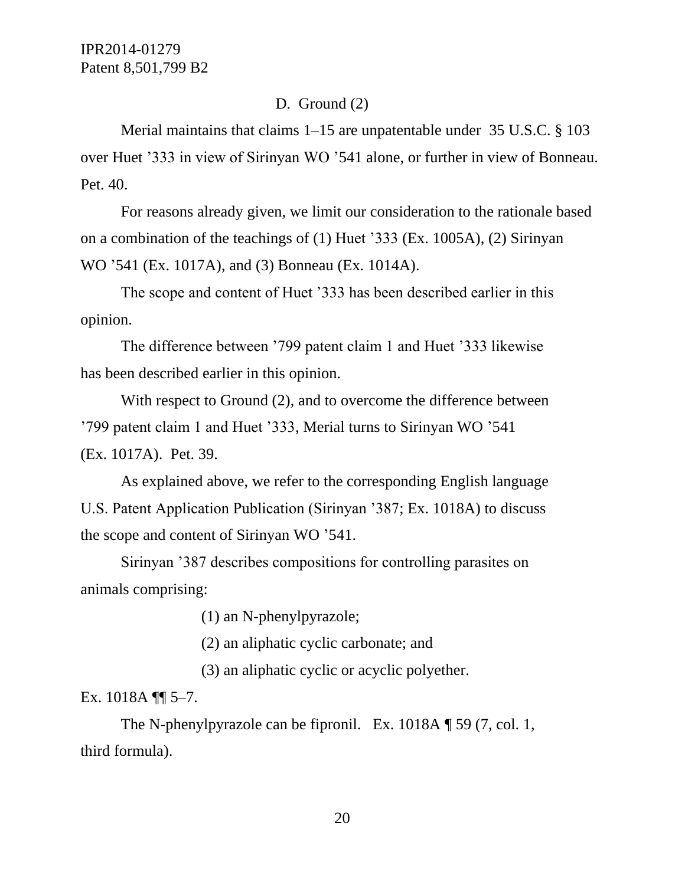### D. Ground (2)

Merial maintains that claims 1–15 are unpatentable under 35 U.S.C. § 103 over Huet ’333 in view of Sirinyan WO ’541 alone, or further in view of Bonneau. Pet. 40.

For reasons already given, we limit our consideration to the rationale based on a combination of the teachings of (1) Huet ’333 (Ex. 1005A), (2) Sirinyan WO ’541 (Ex. 1017A), and (3) Bonneau (Ex. 1014A).

The scope and content of Huet ’333 has been described earlier in this opinion.

The difference between ’799 patent claim 1 and Huet ’333 likewise has been described earlier in this opinion.

With respect to Ground (2), and to overcome the difference between ’799 patent claim 1 and Huet ’333, Merial turns to Sirinyan WO ’541 (Ex. 1017A). Pet. 39.

As explained above, we refer to the corresponding English language U.S. Patent Application Publication (Sirinyan ’387; Ex. 1018A) to discuss the scope and content of Sirinyan WO ’541.

Sirinyan ’387 describes compositions for controlling parasites on animals comprising:

> (1) an N-phenylpyrazole;
>
> (2) an aliphatic cyclic carbonate; and
>
> (3) an aliphatic cyclic or acyclic polyether.

Ex. 1018A ¶¶ 5–7.

The N-phenylpyrazole can be fipronil. Ex. 1018A ¶ 59 (7, col. 1, third formula).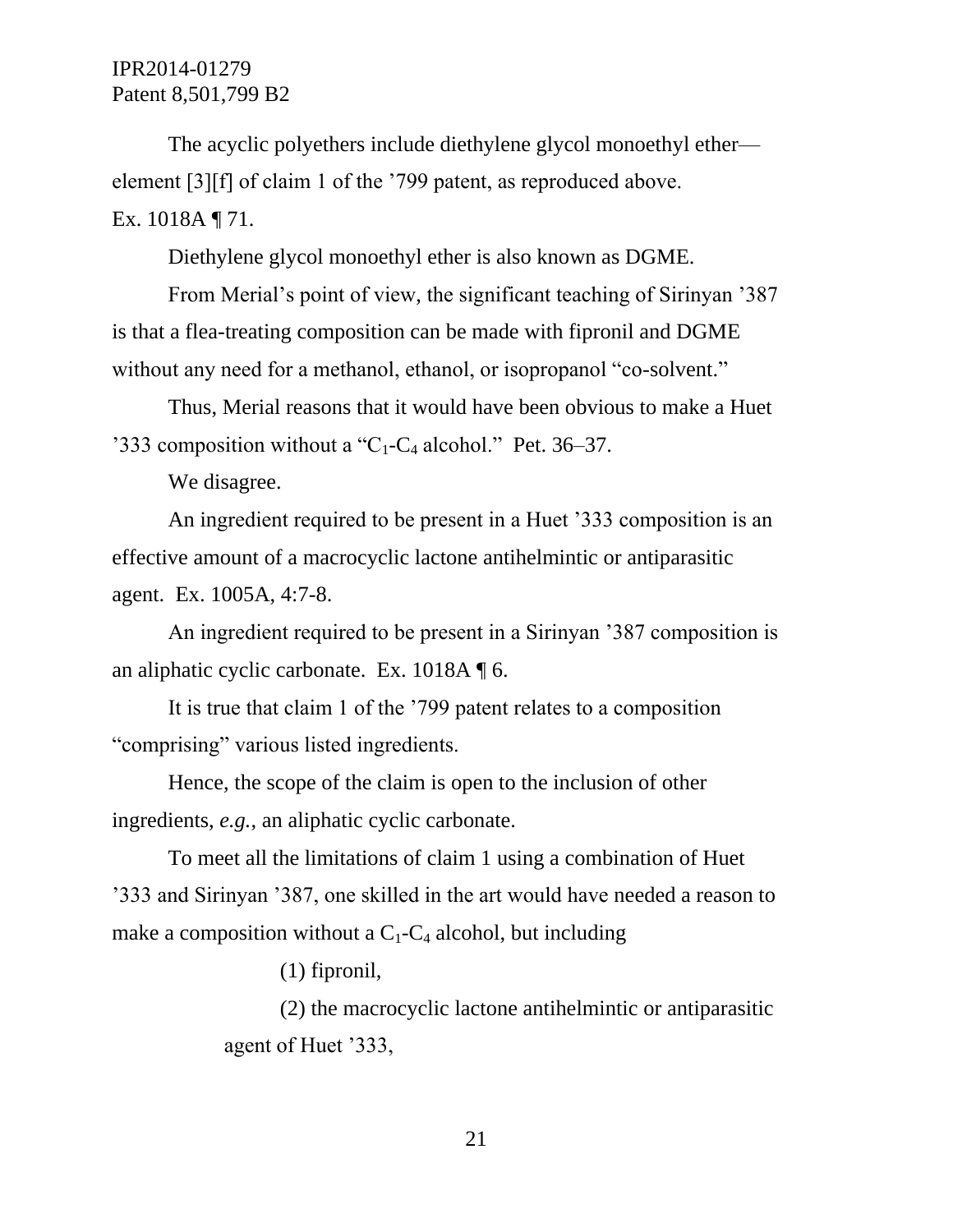The acyclic polyethers include diethylene glycol monoethyl ether—element [3][f] of claim 1 of the ’799 patent, as reproduced above. Ex. 1018A ¶ 71.

Diethylene glycol monoethyl ether is also known as DGME.

From Merial’s point of view, the significant teaching of Sirinyan ’387 is that a flea-treating composition can be made with fipronil and DGME without any need for a methanol, ethanol, or isopropanol “co-solvent.”

Thus, Merial reasons that it would have been obvious to make a Huet ’333 composition without a “$C_1$-$C_4$ alcohol.” Pet. 36–37.

We disagree.

An ingredient required to be present in a Huet ’333 composition is an effective amount of a macrocyclic lactone antihelmintic or antiparasitic agent. Ex. 1005A, 4:7-8.

An ingredient required to be present in a Sirinyan ’387 composition is an aliphatic cyclic carbonate. Ex. 1018A ¶ 6.

It is true that claim 1 of the ’799 patent relates to a composition “comprising” various listed ingredients.

Hence, the scope of the claim is open to the inclusion of other ingredients, *e.g.*, an aliphatic cyclic carbonate.

To meet all the limitations of claim 1 using a combination of Huet ’333 and Sirinyan ’387, one skilled in the art would have needed a reason to make a composition without a $C_1$-$C_4$ alcohol, but including

> (1) fipronil,
>
> (2) the macrocyclic lactone antihelmintic or antiparasitic agent of Huet ’333,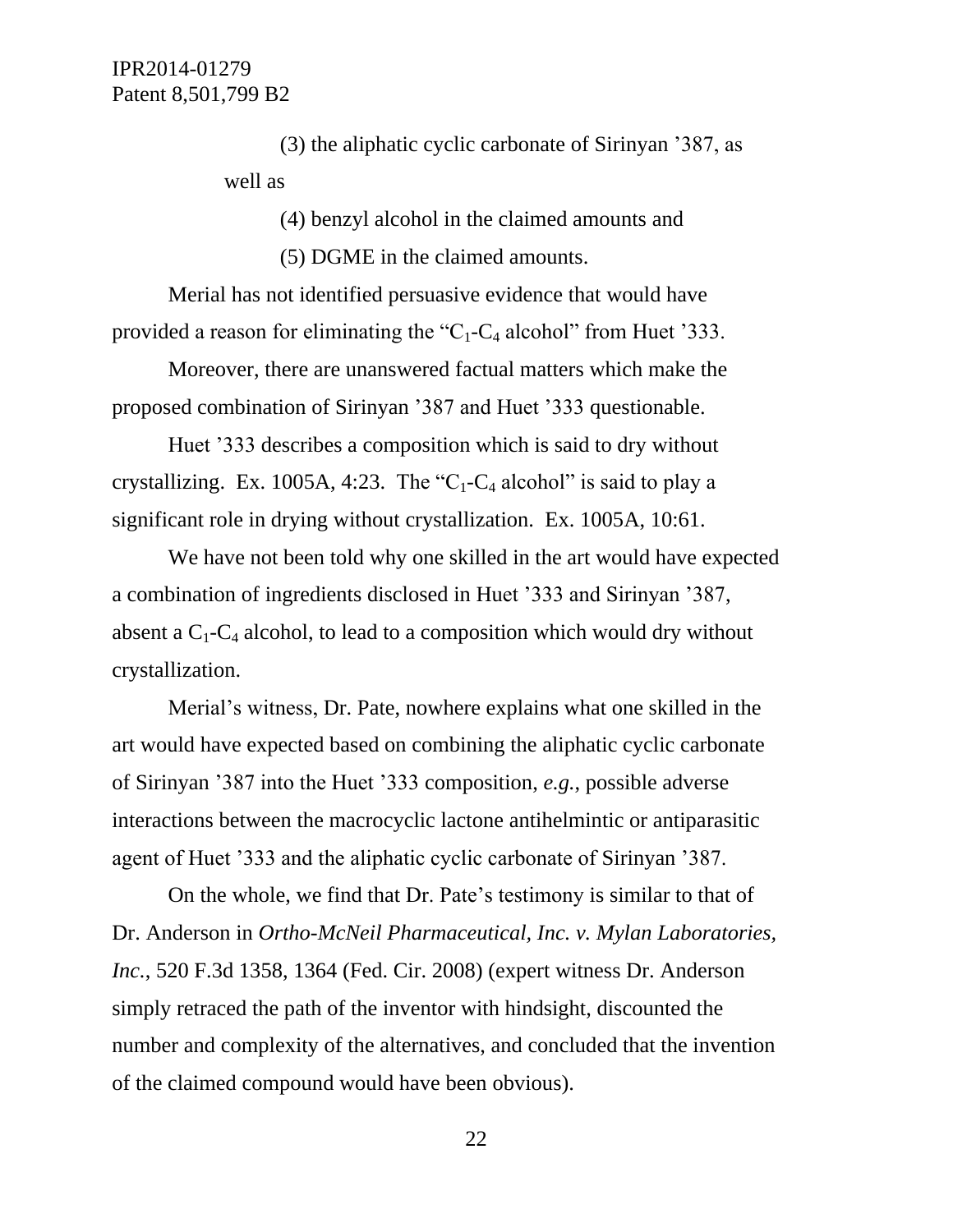(3) the aliphatic cyclic carbonate of Sirinyan ’387, as well as

(4) benzyl alcohol in the claimed amounts and

(5) DGME in the claimed amounts.

Merial has not identified persuasive evidence that would have provided a reason for eliminating the “$C_1$-$C_4$ alcohol” from Huet ’333.

Moreover, there are unanswered factual matters which make the proposed combination of Sirinyan ’387 and Huet ’333 questionable.

Huet ’333 describes a composition which is said to dry without crystallizing. Ex. 1005A, 4:23. The “$C_1$-$C_4$ alcohol” is said to play a significant role in drying without crystallization. Ex. 1005A, 10:61.

We have not been told why one skilled in the art would have expected a combination of ingredients disclosed in Huet ’333 and Sirinyan ’387, absent a $C_1$-$C_4$ alcohol, to lead to a composition which would dry without crystallization.

Merial’s witness, Dr. Pate, nowhere explains what one skilled in the art would have expected based on combining the aliphatic cyclic carbonate of Sirinyan ’387 into the Huet ’333 composition, *e.g.*, possible adverse interactions between the macrocyclic lactone antihelmintic or antiparasitic agent of Huet ’333 and the aliphatic cyclic carbonate of Sirinyan ’387.

On the whole, we find that Dr. Pate’s testimony is similar to that of Dr. Anderson in *Ortho-McNeil Pharmaceutical, Inc. v. Mylan Laboratories, Inc.*, 520 F.3d 1358, 1364 (Fed. Cir. 2008) (expert witness Dr. Anderson simply retraced the path of the inventor with hindsight, discounted the number and complexity of the alternatives, and concluded that the invention of the claimed compound would have been obvious).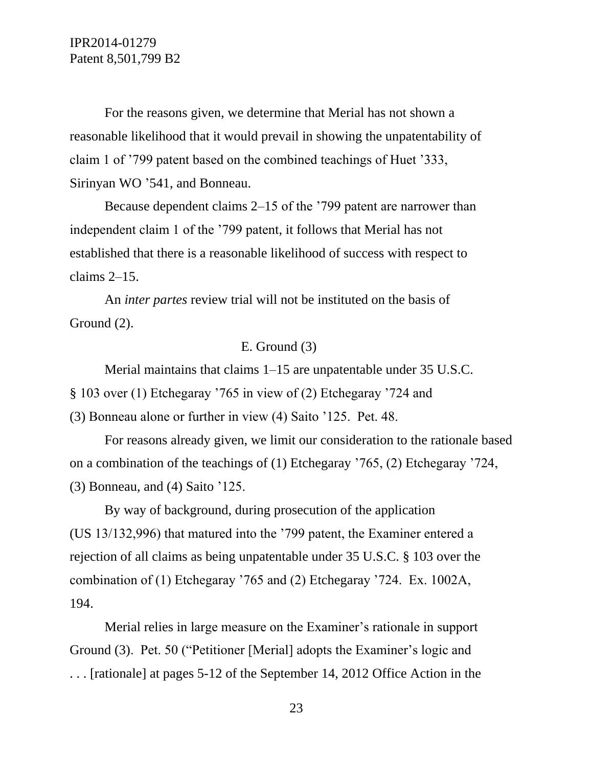For the reasons given, we determine that Merial has not shown a reasonable likelihood that it would prevail in showing the unpatentability of claim 1 of ’799 patent based on the combined teachings of Huet ’333, Sirinyan WO ’541, and Bonneau.

Because dependent claims 2–15 of the ’799 patent are narrower than independent claim 1 of the ’799 patent, it follows that Merial has not established that there is a reasonable likelihood of success with respect to claims 2–15.

An *inter partes* review trial will not be instituted on the basis of Ground (2).

E. Ground (3)

Merial maintains that claims 1–15 are unpatentable under 35 U.S.C. § 103 over (1) Etchegaray ’765 in view of (2) Etchegaray ’724 and (3) Bonneau alone or further in view (4) Saito ’125. Pet. 48.

For reasons already given, we limit our consideration to the rationale based on a combination of the teachings of (1) Etchegaray ’765, (2) Etchegaray ’724, (3) Bonneau, and (4) Saito ’125.

By way of background, during prosecution of the application (US 13/132,996) that matured into the ’799 patent, the Examiner entered a rejection of all claims as being unpatentable under 35 U.S.C. § 103 over the combination of (1) Etchegaray ’765 and (2) Etchegaray ’724. Ex. 1002A, 194.

Merial relies in large measure on the Examiner’s rationale in support Ground (3). Pet. 50 (“Petitioner [Merial] adopts the Examiner’s logic and . . . [rationale] at pages 5-12 of the September 14, 2012 Office Action in the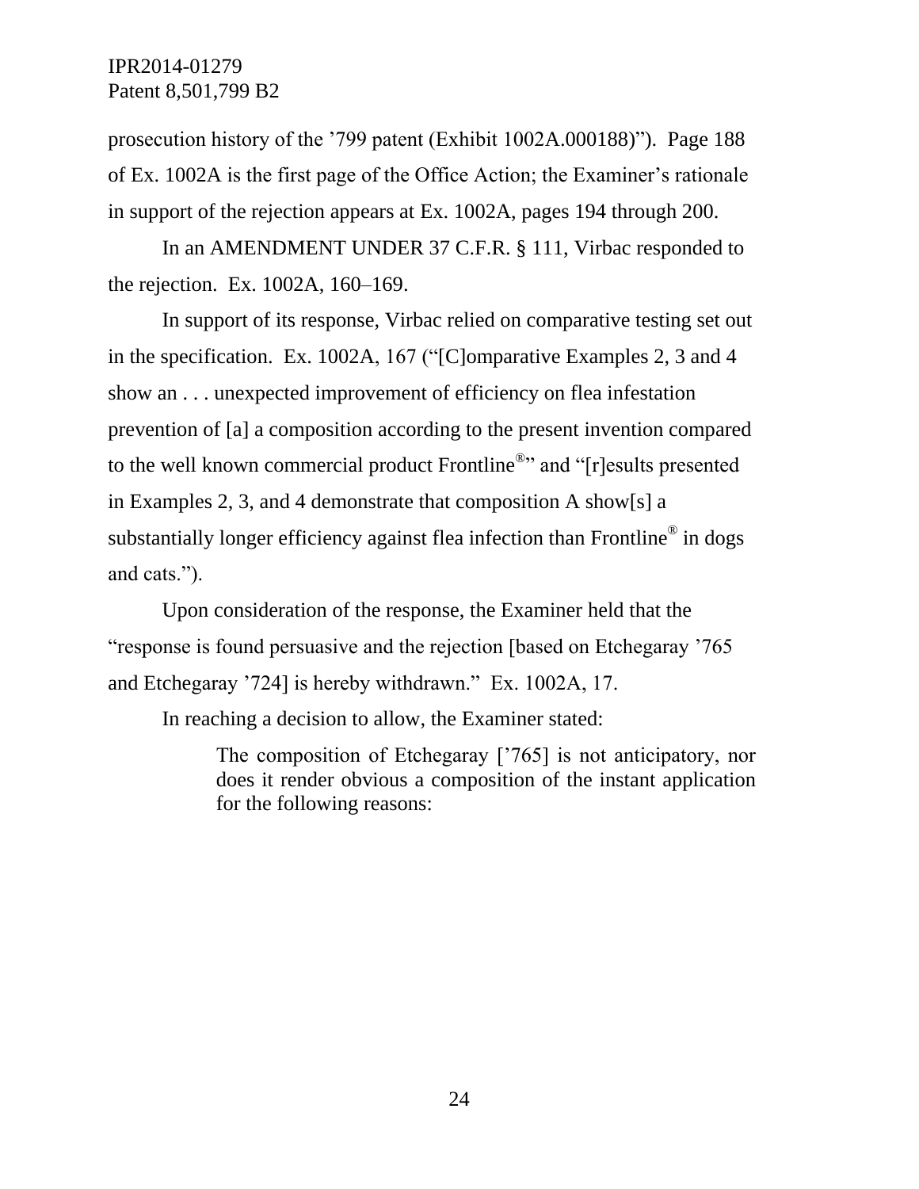prosecution history of the ’799 patent (Exhibit 1002A.000188)”). Page 188 of Ex. 1002A is the first page of the Office Action; the Examiner’s rationale in support of the rejection appears at Ex. 1002A, pages 194 through 200.

In an AMENDMENT UNDER 37 C.F.R. § 111, Virbac responded to the rejection. Ex. 1002A, 160–169.

In support of its response, Virbac relied on comparative testing set out in the specification. Ex. 1002A, 167 (“[C]omparative Examples 2, 3 and 4 show an . . . unexpected improvement of efficiency on flea infestation prevention of [a] a composition according to the present invention compared to the well known commercial product Frontline®” and “[r]esults presented in Examples 2, 3, and 4 demonstrate that composition A show[s] a substantially longer efficiency against flea infection than Frontline® in dogs and cats.”).

Upon consideration of the response, the Examiner held that the “response is found persuasive and the rejection [based on Etchegaray ’765 and Etchegaray ’724] is hereby withdrawn.” Ex. 1002A, 17.

In reaching a decision to allow, the Examiner stated:

> The composition of Etchegaray [’765] is not anticipatory, nor does it render obvious a composition of the instant application for the following reasons: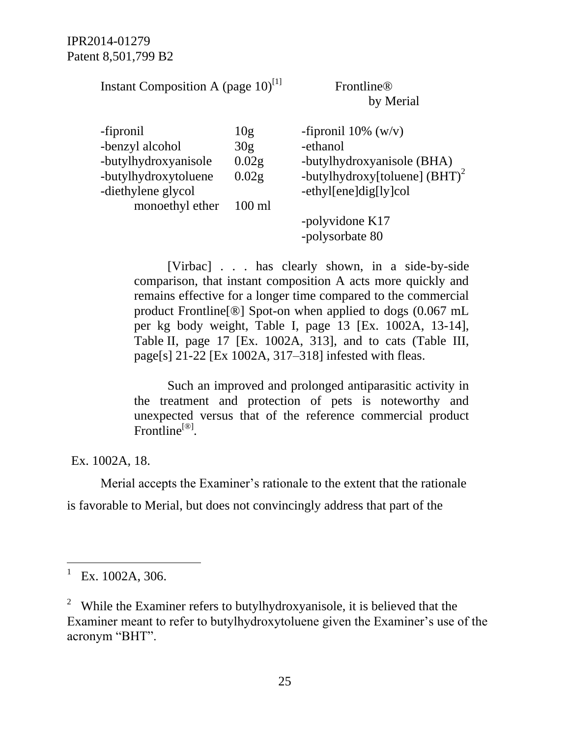| Instant Composition A (page 10)[1] | | Frontline® by Merial |
|---|---|---|
| -fipronil | 10g | -fipronil 10% (w/v) |
| -benzyl alcohol | 30g | -ethanol |
| -butylhydroxyanisole | 0.02g | -butylhydroxyanisole (BHA) |
| -butylhydroxytoluene | 0.02g | -butylhydroxy[toluene] (BHT)[2] |
| -diethylene glycol monoethyl ether | 100 ml | -ethyl[ene]dig[ly]col |
| | | -polyvidone K17 |
| | | -polysorbate 80 |

> [Virbac] . . . has clearly shown, in a side-by-side comparison, that instant composition A acts more quickly and remains effective for a longer time compared to the commercial product Frontline[®] Spot-on when applied to dogs (0.067 mL per kg body weight, Table I, page 13 [Ex. 1002A, 13-14], Table II, page 17 [Ex. 1002A, 313], and to cats (Table III, page[s] 21-22 [Ex 1002A, 317–318] infested with fleas.
>
> Such an improved and prolonged antiparasitic activity in the treatment and protection of pets is noteworthy and unexpected versus that of the reference commercial product Frontline[®].

Ex. 1002A, 18.

Merial accepts the Examiner's rationale to the extent that the rationale is favorable to Merial, but does not convincingly address that part of the

---

[1] Ex. 1002A, 306.

[2] While the Examiner refers to butylhydroxyanisole, it is believed that the Examiner meant to refer to butylhydroxytoluene given the Examiner's use of the acronym "BHT".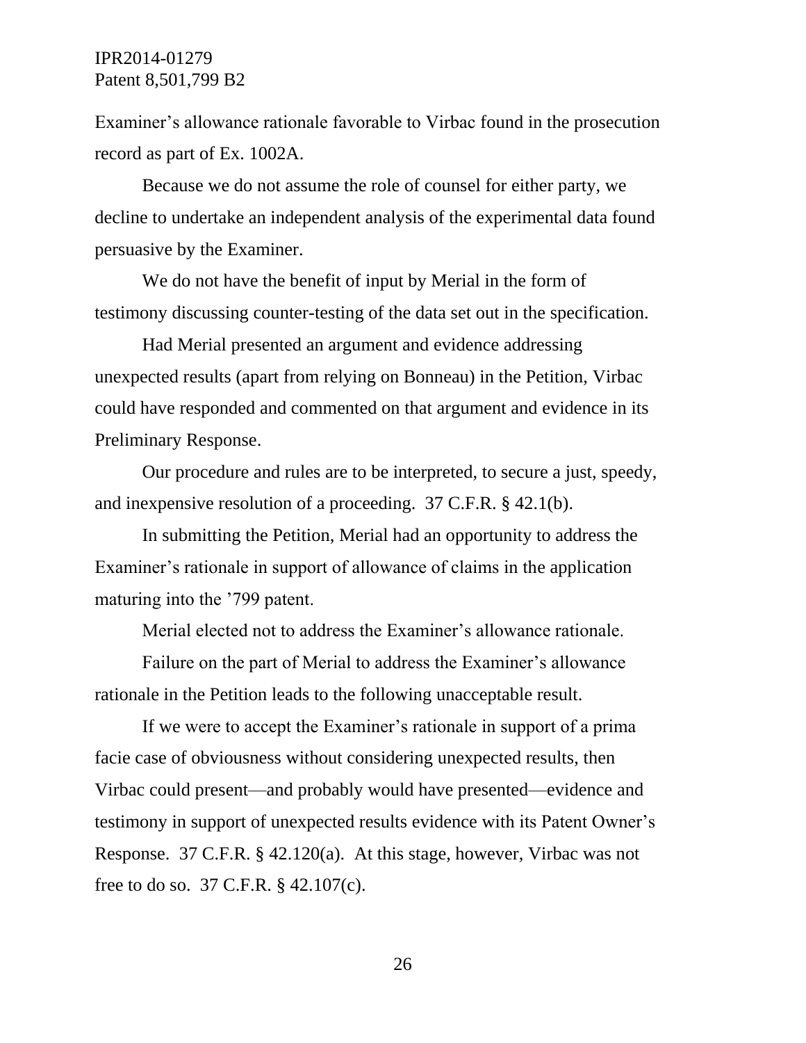Examiner's allowance rationale favorable to Virbac found in the prosecution record as part of Ex. 1002A.

Because we do not assume the role of counsel for either party, we decline to undertake an independent analysis of the experimental data found persuasive by the Examiner.

We do not have the benefit of input by Merial in the form of testimony discussing counter-testing of the data set out in the specification.

Had Merial presented an argument and evidence addressing unexpected results (apart from relying on Bonneau) in the Petition, Virbac could have responded and commented on that argument and evidence in its Preliminary Response.

Our procedure and rules are to be interpreted, to secure a just, speedy, and inexpensive resolution of a proceeding. 37 C.F.R. § 42.1(b).

In submitting the Petition, Merial had an opportunity to address the Examiner's rationale in support of allowance of claims in the application maturing into the '799 patent.

Merial elected not to address the Examiner's allowance rationale.

Failure on the part of Merial to address the Examiner's allowance rationale in the Petition leads to the following unacceptable result.

If we were to accept the Examiner's rationale in support of a prima facie case of obviousness without considering unexpected results, then Virbac could present—and probably would have presented—evidence and testimony in support of unexpected results evidence with its Patent Owner's Response. 37 C.F.R. § 42.120(a). At this stage, however, Virbac was not free to do so. 37 C.F.R. § 42.107(c).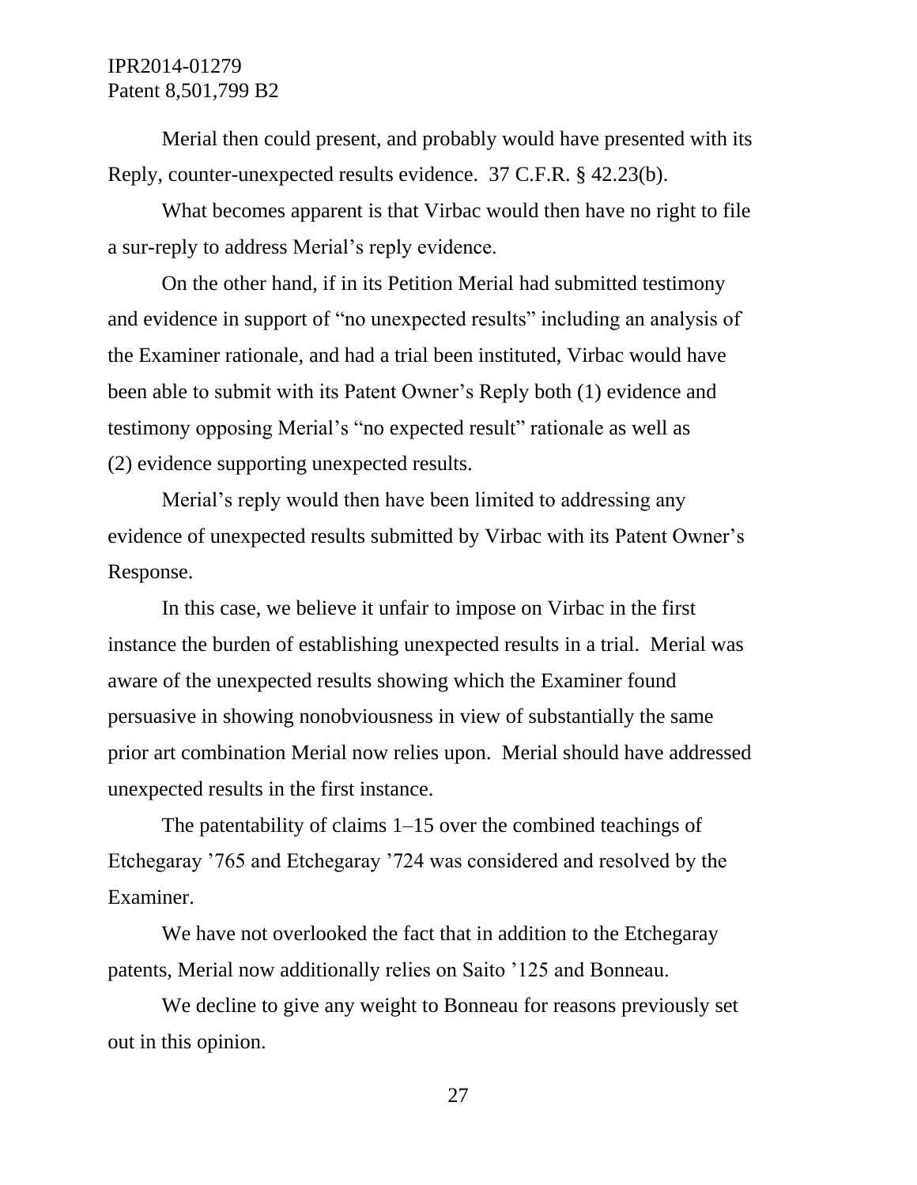Merial then could present, and probably would have presented with its Reply, counter-unexpected results evidence. 37 C.F.R. § 42.23(b).

What becomes apparent is that Virbac would then have no right to file a sur-reply to address Merial's reply evidence.

On the other hand, if in its Petition Merial had submitted testimony and evidence in support of "no unexpected results" including an analysis of the Examiner rationale, and had a trial been instituted, Virbac would have been able to submit with its Patent Owner's Reply both (1) evidence and testimony opposing Merial's "no expected result" rationale as well as (2) evidence supporting unexpected results.

Merial's reply would then have been limited to addressing any evidence of unexpected results submitted by Virbac with its Patent Owner's Response.

In this case, we believe it unfair to impose on Virbac in the first instance the burden of establishing unexpected results in a trial. Merial was aware of the unexpected results showing which the Examiner found persuasive in showing nonobviousness in view of substantially the same prior art combination Merial now relies upon. Merial should have addressed unexpected results in the first instance.

The patentability of claims 1–15 over the combined teachings of Etchegaray '765 and Etchegaray '724 was considered and resolved by the Examiner.

We have not overlooked the fact that in addition to the Etchegaray patents, Merial now additionally relies on Saito '125 and Bonneau.

We decline to give any weight to Bonneau for reasons previously set out in this opinion.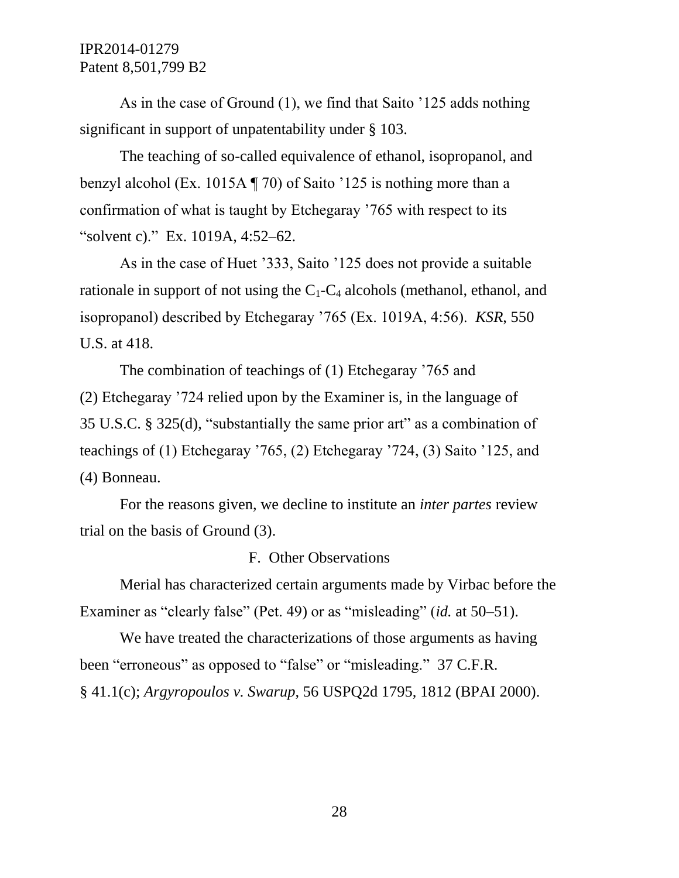As in the case of Ground (1), we find that Saito '125 adds nothing significant in support of unpatentability under § 103.

The teaching of so-called equivalence of ethanol, isopropanol, and benzyl alcohol (Ex. 1015A ¶ 70) of Saito '125 is nothing more than a confirmation of what is taught by Etchegaray '765 with respect to its "solvent c)." Ex. 1019A, 4:52–62.

As in the case of Huet '333, Saito '125 does not provide a suitable rationale in support of not using the $C_1$-$C_4$ alcohols (methanol, ethanol, and isopropanol) described by Etchegaray '765 (Ex. 1019A, 4:56). *KSR*, 550 U.S. at 418.

The combination of teachings of (1) Etchegaray '765 and (2) Etchegaray '724 relied upon by the Examiner is, in the language of 35 U.S.C. § 325(d), "substantially the same prior art" as a combination of teachings of (1) Etchegaray '765, (2) Etchegaray '724, (3) Saito '125, and (4) Bonneau.

For the reasons given, we decline to institute an *inter partes* review trial on the basis of Ground (3).

## F. Other Observations

Merial has characterized certain arguments made by Virbac before the Examiner as "clearly false" (Pet. 49) or as "misleading" (*id.* at 50–51).

We have treated the characterizations of those arguments as having been "erroneous" as opposed to "false" or "misleading." 37 C.F.R. § 41.1(c); *Argyropoulos v. Swarup*, 56 USPQ2d 1795, 1812 (BPAI 2000).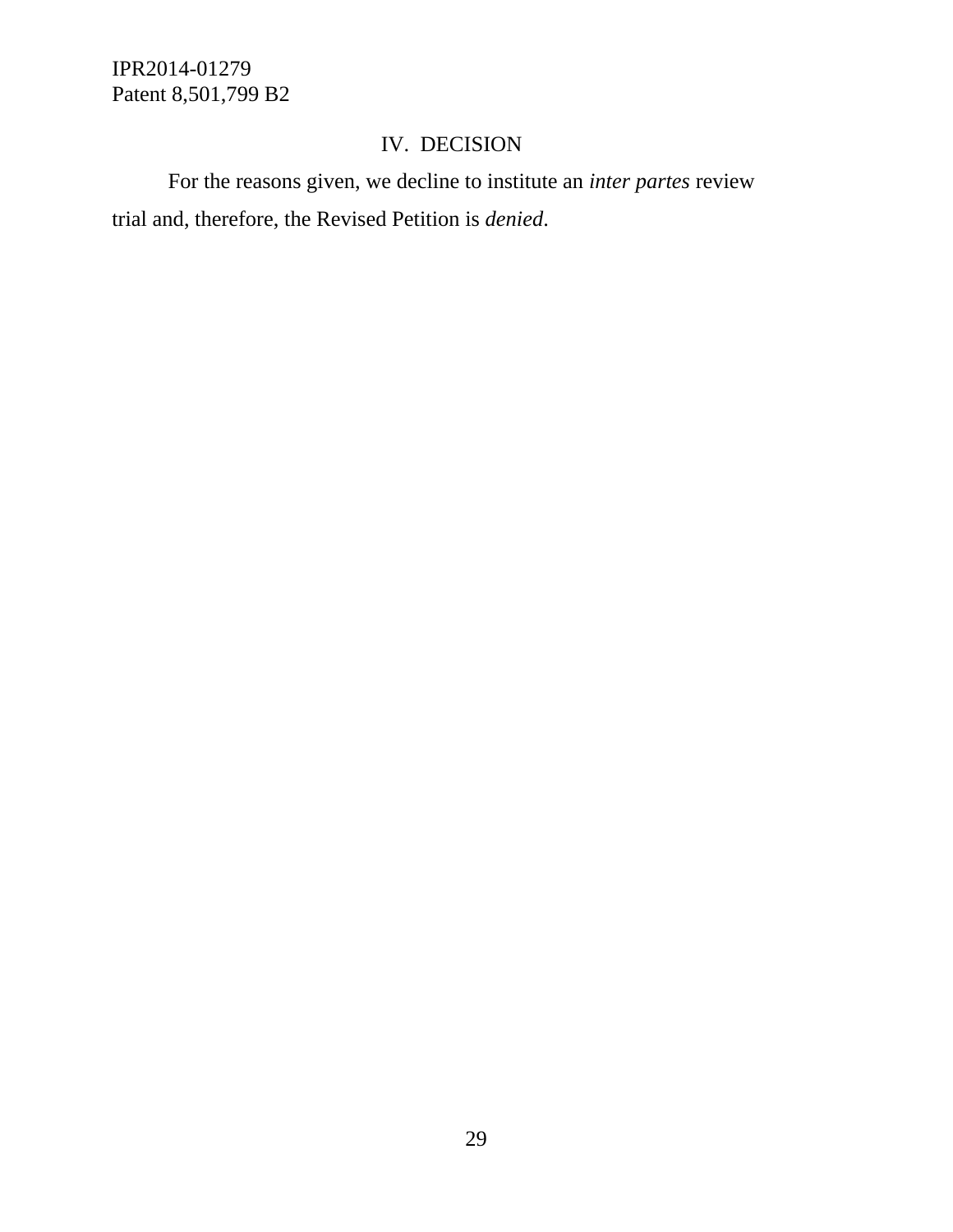## IV. DECISION

For the reasons given, we decline to institute an *inter partes* review trial and, therefore, the Revised Petition is *denied*.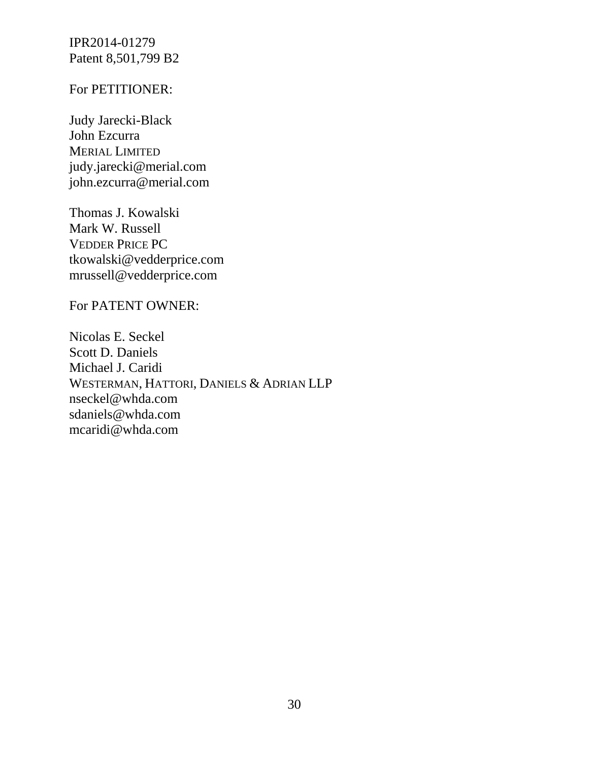For PETITIONER:

Judy Jarecki-Black
John Ezcurra
MERIAL LIMITED
judy.jarecki@merial.com
john.ezcurra@merial.com

Thomas J. Kowalski
Mark W. Russell
VEDDER PRICE PC
tkowalski@vedderprice.com
mrussell@vedderprice.com

For PATENT OWNER:

Nicolas E. Seckel
Scott D. Daniels
Michael J. Caridi
WESTERMAN, HATTORI, DANIELS & ADRIAN LLP
nseckel@whda.com
sdaniels@whda.com
mcaridi@whda.com